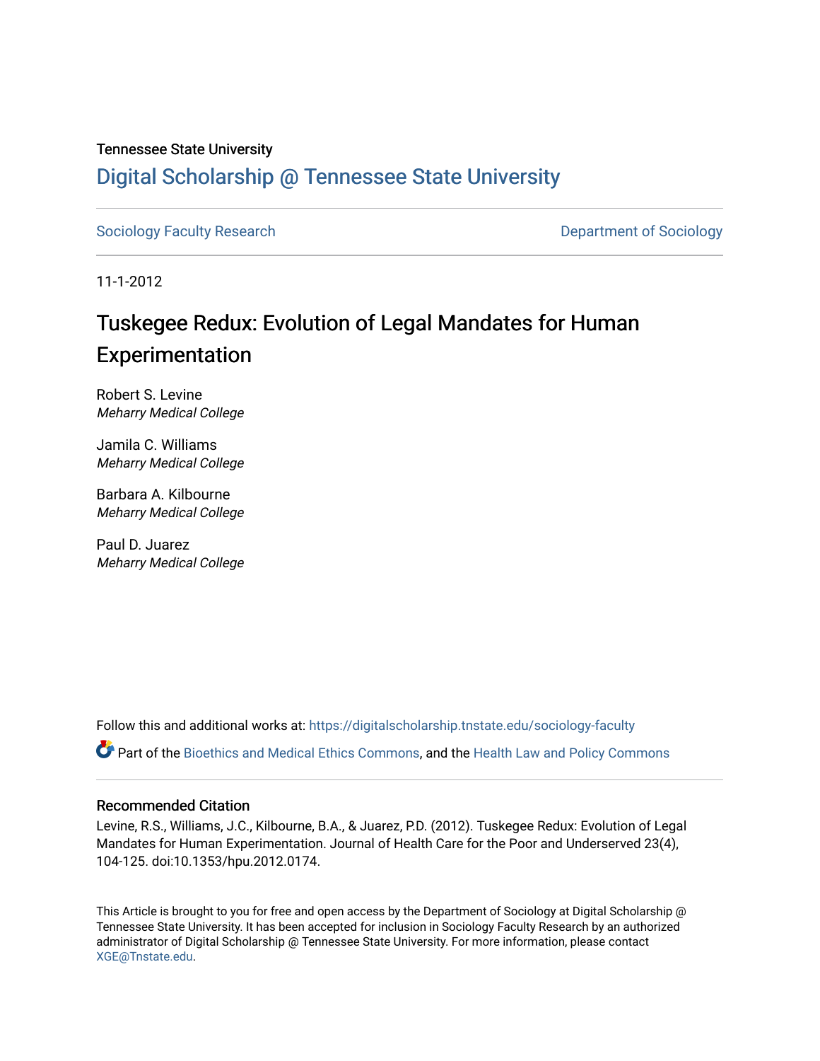Tennessee State University

# Digital Scholarship @ Tennessee State University

Sociology Faculty Research | Department of Sociology

11-1-2012

# Tuskegee Redux: Evolution of Legal Mandates for Human Experimentation

Robert S. Levine
*Meharry Medical College*

Jamila C. Williams
*Meharry Medical College*

Barbara A. Kilbourne
*Meharry Medical College*

Paul D. Juarez
*Meharry Medical College*

Follow this and additional works at: https://digitalscholarship.tnstate.edu/sociology-faculty

Part of the Bioethics and Medical Ethics Commons, and the Health Law and Policy Commons

## Recommended Citation

Levine, R.S., Williams, J.C., Kilbourne, B.A., & Juarez, P.D. (2012). Tuskegee Redux: Evolution of Legal Mandates for Human Experimentation. Journal of Health Care for the Poor and Underserved 23(4), 104-125. doi:10.1353/hpu.2012.0174.

This Article is brought to you for free and open access by the Department of Sociology at Digital Scholarship @ Tennessee State University. It has been accepted for inclusion in Sociology Faculty Research by an authorized administrator of Digital Scholarship @ Tennessee State University. For more information, please contact XGE@Tnstate.edu.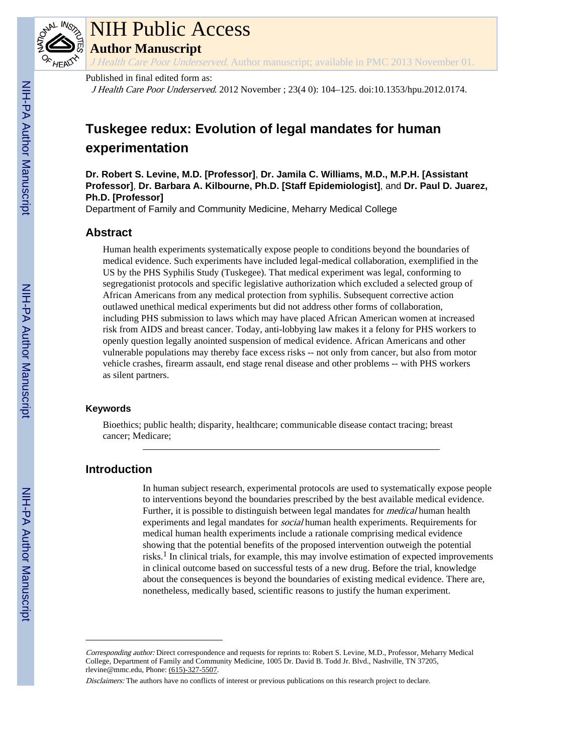# Tuskegee redux: Evolution of legal mandates for human experimentation

**Dr. Robert S. Levine, M.D. [Professor]**, **Dr. Jamila C. Williams, M.D., M.P.H. [Assistant Professor]**, **Dr. Barbara A. Kilbourne, Ph.D. [Staff Epidemiologist]**, and **Dr. Paul D. Juarez, Ph.D. [Professor]**

Department of Family and Community Medicine, Meharry Medical College

## Abstract

Human health experiments systematically expose people to conditions beyond the boundaries of medical evidence. Such experiments have included legal-medical collaboration, exemplified in the US by the PHS Syphilis Study (Tuskegee). That medical experiment was legal, conforming to segregationist protocols and specific legislative authorization which excluded a selected group of African Americans from any medical protection from syphilis. Subsequent corrective action outlawed unethical medical experiments but did not address other forms of collaboration, including PHS submission to laws which may have placed African American women at increased risk from AIDS and breast cancer. Today, anti-lobbying law makes it a felony for PHS workers to openly question legally anointed suspension of medical evidence. African Americans and other vulnerable populations may thereby face excess risks -- not only from cancer, but also from motor vehicle crashes, firearm assault, end stage renal disease and other problems -- with PHS workers as silent partners.

### Keywords

Bioethics; public health; disparity, healthcare; communicable disease contact tracing; breast cancer; Medicare;

## Introduction

In human subject research, experimental protocols are used to systematically expose people to interventions beyond the boundaries prescribed by the best available medical evidence. Further, it is possible to distinguish between legal mandates for *medical* human health experiments and legal mandates for *social* human health experiments. Requirements for medical human health experiments include a rationale comprising medical evidence showing that the potential benefits of the proposed intervention outweigh the potential risks.[1] In clinical trials, for example, this may involve estimation of expected improvements in clinical outcome based on successful tests of a new drug. Before the trial, knowledge about the consequences is beyond the boundaries of existing medical evidence. There are, nonetheless, medically based, scientific reasons to justify the human experiment.

*Corresponding author:* Direct correspondence and requests for reprints to: Robert S. Levine, M.D., Professor, Meharry Medical College, Department of Family and Community Medicine, 1005 Dr. David B. Todd Jr. Blvd., Nashville, TN 37205, rlevine@mmc.edu, Phone: (615)-327-5507.

*Disclaimers:* The authors have no conflicts of interest or previous publications on this research project to declare.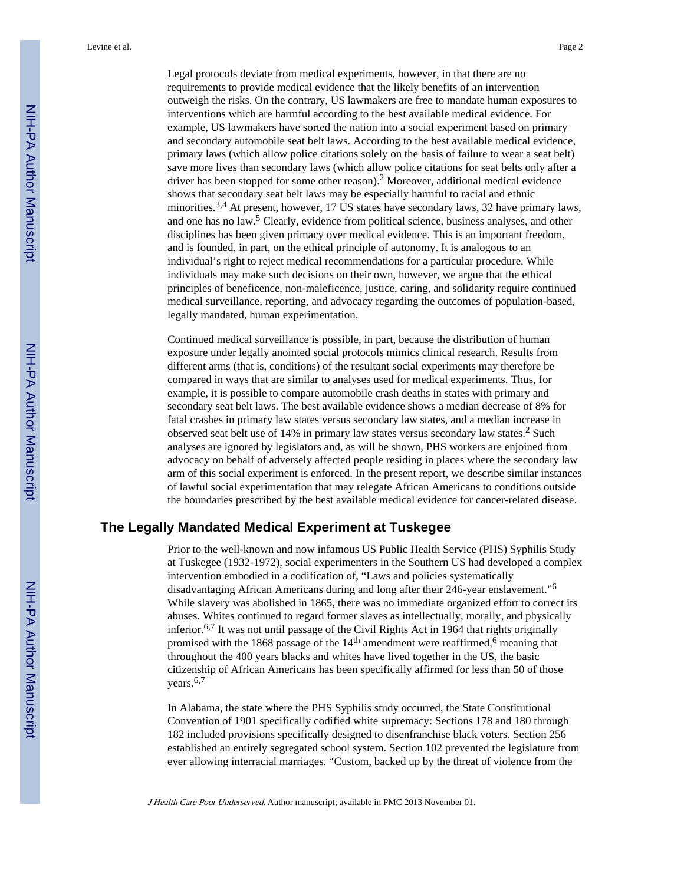Legal protocols deviate from medical experiments, however, in that there are no requirements to provide medical evidence that the likely benefits of an intervention outweigh the risks. On the contrary, US lawmakers are free to mandate human exposures to interventions which are harmful according to the best available medical evidence. For example, US lawmakers have sorted the nation into a social experiment based on primary and secondary automobile seat belt laws. According to the best available medical evidence, primary laws (which allow police citations solely on the basis of failure to wear a seat belt) save more lives than secondary laws (which allow police citations for seat belts only after a driver has been stopped for some other reason).[2] Moreover, additional medical evidence shows that secondary seat belt laws may be especially harmful to racial and ethnic minorities.[3,4] At present, however, 17 US states have secondary laws, 32 have primary laws, and one has no law.[5] Clearly, evidence from political science, business analyses, and other disciplines has been given primacy over medical evidence. This is an important freedom, and is founded, in part, on the ethical principle of autonomy. It is analogous to an individual's right to reject medical recommendations for a particular procedure. While individuals may make such decisions on their own, however, we argue that the ethical principles of beneficence, non-maleficence, justice, caring, and solidarity require continued medical surveillance, reporting, and advocacy regarding the outcomes of population-based, legally mandated, human experimentation.

Continued medical surveillance is possible, in part, because the distribution of human exposure under legally anointed social protocols mimics clinical research. Results from different arms (that is, conditions) of the resultant social experiments may therefore be compared in ways that are similar to analyses used for medical experiments. Thus, for example, it is possible to compare automobile crash deaths in states with primary and secondary seat belt laws. The best available evidence shows a median decrease of 8% for fatal crashes in primary law states versus secondary law states, and a median increase in observed seat belt use of 14% in primary law states versus secondary law states.[2] Such analyses are ignored by legislators and, as will be shown, PHS workers are enjoined from advocacy on behalf of adversely affected people residing in places where the secondary law arm of this social experiment is enforced. In the present report, we describe similar instances of lawful social experimentation that may relegate African Americans to conditions outside the boundaries prescribed by the best available medical evidence for cancer-related disease.

## The Legally Mandated Medical Experiment at Tuskegee

Prior to the well-known and now infamous US Public Health Service (PHS) Syphilis Study at Tuskegee (1932-1972), social experimenters in the Southern US had developed a complex intervention embodied in a codification of, "Laws and policies systematically disadvantaging African Americans during and long after their 246-year enslavement."[6] While slavery was abolished in 1865, there was no immediate organized effort to correct its abuses. Whites continued to regard former slaves as intellectually, morally, and physically inferior.[6,7] It was not until passage of the Civil Rights Act in 1964 that rights originally promised with the 1868 passage of the 14th amendment were reaffirmed,[6] meaning that throughout the 400 years blacks and whites have lived together in the US, the basic citizenship of African Americans has been specifically affirmed for less than 50 of those years.[6,7]

In Alabama, the state where the PHS Syphilis study occurred, the State Constitutional Convention of 1901 specifically codified white supremacy: Sections 178 and 180 through 182 included provisions specifically designed to disenfranchise black voters. Section 256 established an entirely segregated school system. Section 102 prevented the legislature from ever allowing interracial marriages. "Custom, backed up by the threat of violence from the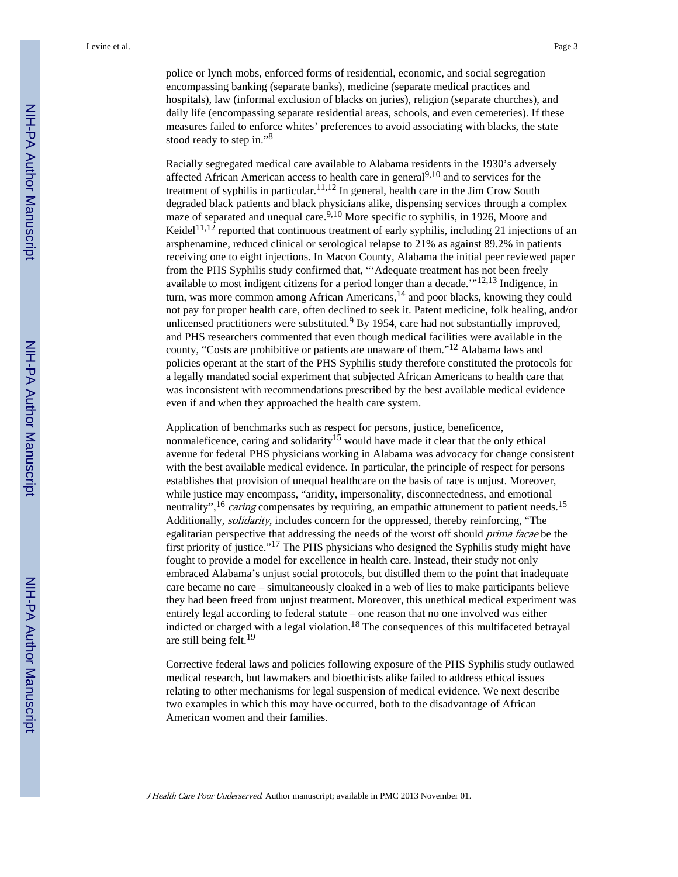police or lynch mobs, enforced forms of residential, economic, and social segregation encompassing banking (separate banks), medicine (separate medical practices and hospitals), law (informal exclusion of blacks on juries), religion (separate churches), and daily life (encompassing separate residential areas, schools, and even cemeteries). If these measures failed to enforce whites' preferences to avoid associating with blacks, the state stood ready to step in."[8]

Racially segregated medical care available to Alabama residents in the 1930's adversely affected African American access to health care in general[9,10] and to services for the treatment of syphilis in particular.[11,12] In general, health care in the Jim Crow South degraded black patients and black physicians alike, dispensing services through a complex maze of separated and unequal care.[9,10] More specific to syphilis, in 1926, Moore and Keidel[11,12] reported that continuous treatment of early syphilis, including 21 injections of an arsphenamine, reduced clinical or serological relapse to 21% as against 89.2% in patients receiving one to eight injections. In Macon County, Alabama the initial peer reviewed paper from the PHS Syphilis study confirmed that, "'Adequate treatment has not been freely available to most indigent citizens for a period longer than a decade.'"[12,13] Indigence, in turn, was more common among African Americans,[14] and poor blacks, knowing they could not pay for proper health care, often declined to seek it. Patent medicine, folk healing, and/or unlicensed practitioners were substituted.[9] By 1954, care had not substantially improved, and PHS researchers commented that even though medical facilities were available in the county, "Costs are prohibitive or patients are unaware of them."[12] Alabama laws and policies operant at the start of the PHS Syphilis study therefore constituted the protocols for a legally mandated social experiment that subjected African Americans to health care that was inconsistent with recommendations prescribed by the best available medical evidence even if and when they approached the health care system.

Application of benchmarks such as respect for persons, justice, beneficence, nonmaleficence, caring and solidarity[15] would have made it clear that the only ethical avenue for federal PHS physicians working in Alabama was advocacy for change consistent with the best available medical evidence. In particular, the principle of respect for persons establishes that provision of unequal healthcare on the basis of race is unjust. Moreover, while justice may encompass, "aridity, impersonality, disconnectedness, and emotional neutrality",[16] *caring* compensates by requiring, an empathic attunement to patient needs.[15] Additionally, *solidarity*, includes concern for the oppressed, thereby reinforcing, "The egalitarian perspective that addressing the needs of the worst off should *prima facae* be the first priority of justice."[17] The PHS physicians who designed the Syphilis study might have fought to provide a model for excellence in health care. Instead, their study not only embraced Alabama's unjust social protocols, but distilled them to the point that inadequate care became no care – simultaneously cloaked in a web of lies to make participants believe they had been freed from unjust treatment. Moreover, this unethical medical experiment was entirely legal according to federal statute – one reason that no one involved was either indicted or charged with a legal violation.[18] The consequences of this multifaceted betrayal are still being felt.[19]

Corrective federal laws and policies following exposure of the PHS Syphilis study outlawed medical research, but lawmakers and bioethicists alike failed to address ethical issues relating to other mechanisms for legal suspension of medical evidence. We next describe two examples in which this may have occurred, both to the disadvantage of African American women and their families.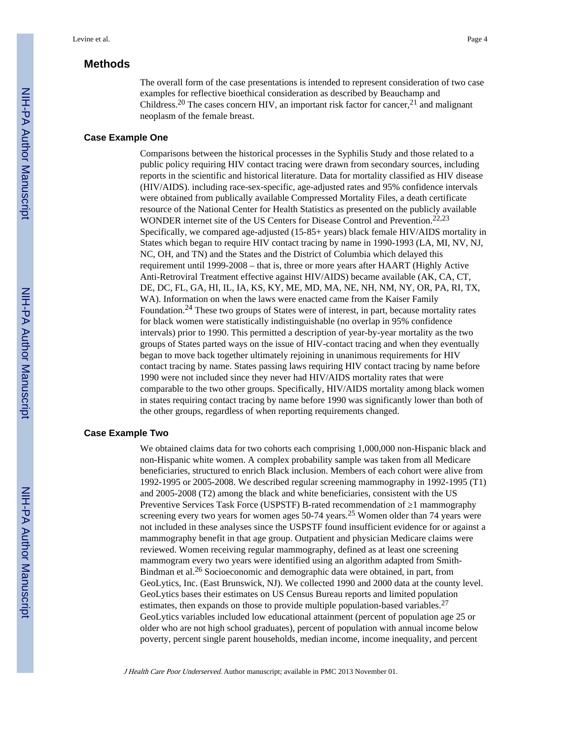## Methods

The overall form of the case presentations is intended to represent consideration of two case examples for reflective bioethical consideration as described by Beauchamp and Childress.[20] The cases concern HIV, an important risk factor for cancer,[21] and malignant neoplasm of the female breast.

### Case Example One

Comparisons between the historical processes in the Syphilis Study and those related to a public policy requiring HIV contact tracing were drawn from secondary sources, including reports in the scientific and historical literature. Data for mortality classified as HIV disease (HIV/AIDS). including race-sex-specific, age-adjusted rates and 95% confidence intervals were obtained from publically available Compressed Mortality Files, a death certificate resource of the National Center for Health Statistics as presented on the publicly available WONDER internet site of the US Centers for Disease Control and Prevention.[22,23] Specifically, we compared age-adjusted (15-85+ years) black female HIV/AIDS mortality in States which began to require HIV contact tracing by name in 1990-1993 (LA, MI, NV, NJ, NC, OH, and TN) and the States and the District of Columbia which delayed this requirement until 1999-2008 – that is, three or more years after HAART (Highly Active Anti-Retroviral Treatment effective against HIV/AIDS) became available (AK, CA, CT, DE, DC, FL, GA, HI, IL, IA, KS, KY, ME, MD, MA, NE, NH, NM, NY, OR, PA, RI, TX, WA). Information on when the laws were enacted came from the Kaiser Family Foundation.[24] These two groups of States were of interest, in part, because mortality rates for black women were statistically indistinguishable (no overlap in 95% confidence intervals) prior to 1990. This permitted a description of year-by-year mortality as the two groups of States parted ways on the issue of HIV-contact tracing and when they eventually began to move back together ultimately rejoining in unanimous requirements for HIV contact tracing by name. States passing laws requiring HIV contact tracing by name before 1990 were not included since they never had HIV/AIDS mortality rates that were comparable to the two other groups. Specifically, HIV/AIDS mortality among black women in states requiring contact tracing by name before 1990 was significantly lower than both of the other groups, regardless of when reporting requirements changed.

### Case Example Two

We obtained claims data for two cohorts each comprising 1,000,000 non-Hispanic black and non-Hispanic white women. A complex probability sample was taken from all Medicare beneficiaries, structured to enrich Black inclusion. Members of each cohort were alive from 1992-1995 or 2005-2008. We described regular screening mammography in 1992-1995 (T1) and 2005-2008 (T2) among the black and white beneficiaries, consistent with the US Preventive Services Task Force (USPSTF) B-rated recommendation of $\geq$1 mammography screening every two years for women ages 50-74 years.[25] Women older than 74 years were not included in these analyses since the USPSTF found insufficient evidence for or against a mammography benefit in that age group. Outpatient and physician Medicare claims were reviewed. Women receiving regular mammography, defined as at least one screening mammogram every two years were identified using an algorithm adapted from Smith-Bindman et al.[26] Socioeconomic and demographic data were obtained, in part, from GeoLytics, Inc. (East Brunswick, NJ). We collected 1990 and 2000 data at the county level. GeoLytics bases their estimates on US Census Bureau reports and limited population estimates, then expands on those to provide multiple population-based variables.[27] GeoLytics variables included low educational attainment (percent of population age 25 or older who are not high school graduates), percent of population with annual income below poverty, percent single parent households, median income, income inequality, and percent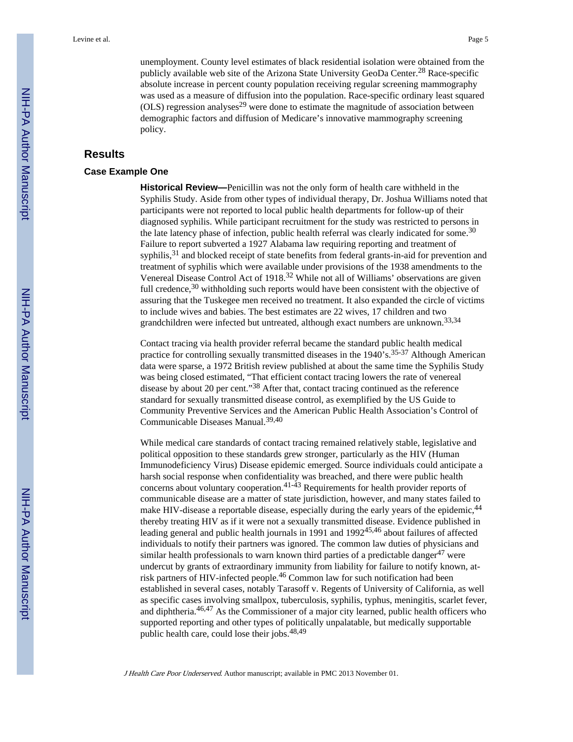unemployment. County level estimates of black residential isolation were obtained from the publicly available web site of the Arizona State University GeoDa Center.[28] Race-specific absolute increase in percent county population receiving regular screening mammography was used as a measure of diffusion into the population. Race-specific ordinary least squared (OLS) regression analyses[29] were done to estimate the magnitude of association between demographic factors and diffusion of Medicare's innovative mammography screening policy.

## Results

### Case Example One

**Historical Review—**Penicillin was not the only form of health care withheld in the Syphilis Study. Aside from other types of individual therapy, Dr. Joshua Williams noted that participants were not reported to local public health departments for follow-up of their diagnosed syphilis. While participant recruitment for the study was restricted to persons in the late latency phase of infection, public health referral was clearly indicated for some.[30] Failure to report subverted a 1927 Alabama law requiring reporting and treatment of syphilis,[31] and blocked receipt of state benefits from federal grants-in-aid for prevention and treatment of syphilis which were available under provisions of the 1938 amendments to the Venereal Disease Control Act of 1918.[32] While not all of Williams' observations are given full credence,[30] withholding such reports would have been consistent with the objective of assuring that the Tuskegee men received no treatment. It also expanded the circle of victims to include wives and babies. The best estimates are 22 wives, 17 children and two grandchildren were infected but untreated, although exact numbers are unknown.[33,34]

Contact tracing via health provider referral became the standard public health medical practice for controlling sexually transmitted diseases in the 1940's.[35-37] Although American data were sparse, a 1972 British review published at about the same time the Syphilis Study was being closed estimated, "That efficient contact tracing lowers the rate of venereal disease by about 20 per cent."[38] After that, contact tracing continued as the reference standard for sexually transmitted disease control, as exemplified by the US Guide to Community Preventive Services and the American Public Health Association's Control of Communicable Diseases Manual.[39,40]

While medical care standards of contact tracing remained relatively stable, legislative and political opposition to these standards grew stronger, particularly as the HIV (Human Immunodeficiency Virus) Disease epidemic emerged. Source individuals could anticipate a harsh social response when confidentiality was breached, and there were public health concerns about voluntary cooperation.[41-43] Requirements for health provider reports of communicable disease are a matter of state jurisdiction, however, and many states failed to make HIV-disease a reportable disease, especially during the early years of the epidemic,[44] thereby treating HIV as if it were not a sexually transmitted disease. Evidence published in leading general and public health journals in 1991 and 1992[45,46] about failures of affected individuals to notify their partners was ignored. The common law duties of physicians and similar health professionals to warn known third parties of a predictable danger[47] were undercut by grants of extraordinary immunity from liability for failure to notify known, at-risk partners of HIV-infected people.[46] Common law for such notification had been established in several cases, notably Tarasoff v. Regents of University of California, as well as specific cases involving smallpox, tuberculosis, syphilis, typhus, meningitis, scarlet fever, and diphtheria.[46,47] As the Commissioner of a major city learned, public health officers who supported reporting and other types of politically unpalatable, but medically supportable public health care, could lose their jobs.[48,49]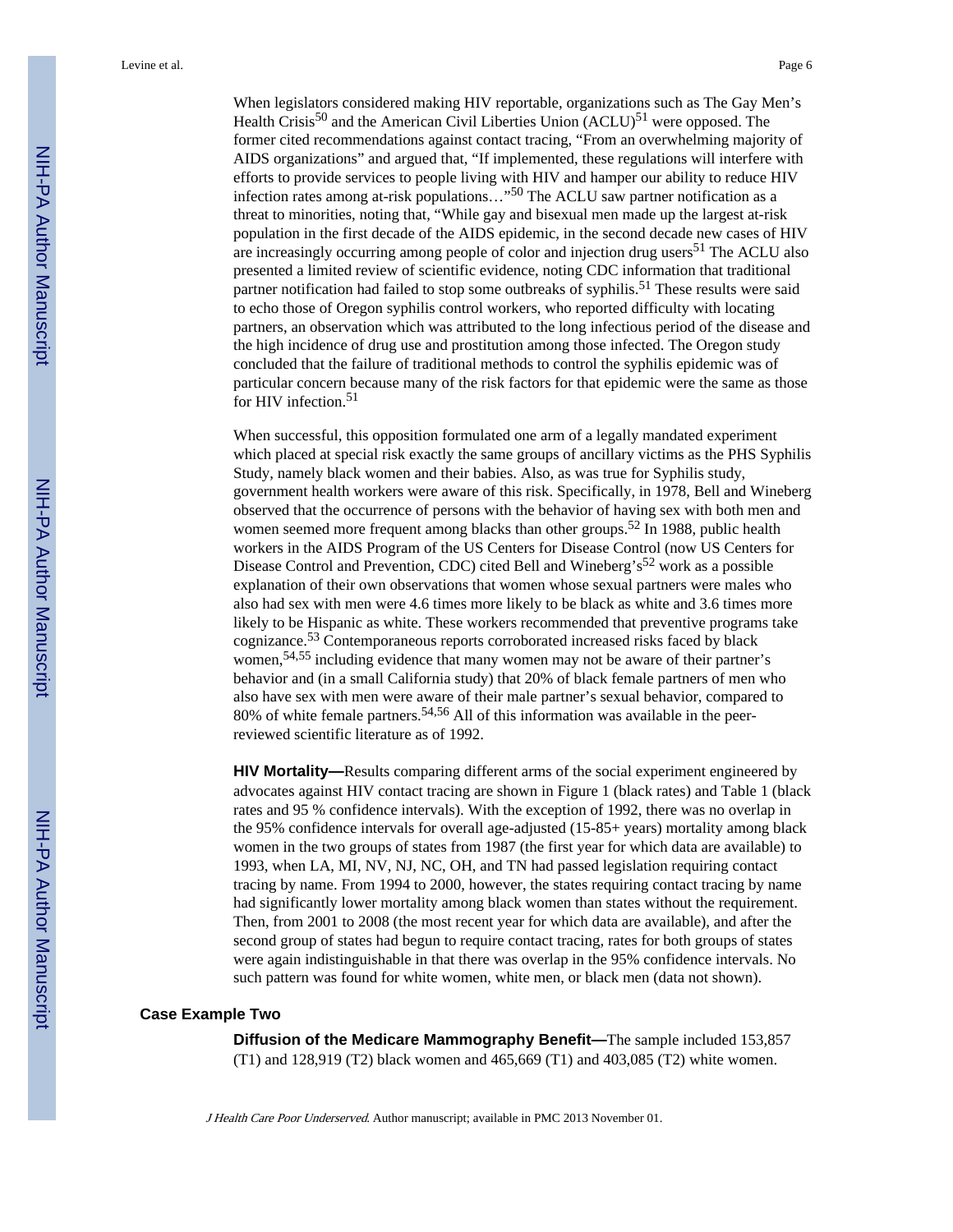When legislators considered making HIV reportable, organizations such as The Gay Men's Health Crisis[50] and the American Civil Liberties Union (ACLU)[51] were opposed. The former cited recommendations against contact tracing, "From an overwhelming majority of AIDS organizations" and argued that, "If implemented, these regulations will interfere with efforts to provide services to people living with HIV and hamper our ability to reduce HIV infection rates among at-risk populations…"[50] The ACLU saw partner notification as a threat to minorities, noting that, "While gay and bisexual men made up the largest at-risk population in the first decade of the AIDS epidemic, in the second decade new cases of HIV are increasingly occurring among people of color and injection drug users[51] The ACLU also presented a limited review of scientific evidence, noting CDC information that traditional partner notification had failed to stop some outbreaks of syphilis.[51] These results were said to echo those of Oregon syphilis control workers, who reported difficulty with locating partners, an observation which was attributed to the long infectious period of the disease and the high incidence of drug use and prostitution among those infected. The Oregon study concluded that the failure of traditional methods to control the syphilis epidemic was of particular concern because many of the risk factors for that epidemic were the same as those for HIV infection.[51]

When successful, this opposition formulated one arm of a legally mandated experiment which placed at special risk exactly the same groups of ancillary victims as the PHS Syphilis Study, namely black women and their babies. Also, as was true for Syphilis study, government health workers were aware of this risk. Specifically, in 1978, Bell and Wineberg observed that the occurrence of persons with the behavior of having sex with both men and women seemed more frequent among blacks than other groups.[52] In 1988, public health workers in the AIDS Program of the US Centers for Disease Control (now US Centers for Disease Control and Prevention, CDC) cited Bell and Wineberg's[52] work as a possible explanation of their own observations that women whose sexual partners were males who also had sex with men were 4.6 times more likely to be black as white and 3.6 times more likely to be Hispanic as white. These workers recommended that preventive programs take cognizance.[53] Contemporaneous reports corroborated increased risks faced by black women,[54,55] including evidence that many women may not be aware of their partner's behavior and (in a small California study) that 20% of black female partners of men who also have sex with men were aware of their male partner's sexual behavior, compared to 80% of white female partners.[54,56] All of this information was available in the peer-reviewed scientific literature as of 1992.

**HIV Mortality—**Results comparing different arms of the social experiment engineered by advocates against HIV contact tracing are shown in Figure 1 (black rates) and Table 1 (black rates and 95 % confidence intervals). With the exception of 1992, there was no overlap in the 95% confidence intervals for overall age-adjusted (15-85+ years) mortality among black women in the two groups of states from 1987 (the first year for which data are available) to 1993, when LA, MI, NV, NJ, NC, OH, and TN had passed legislation requiring contact tracing by name. From 1994 to 2000, however, the states requiring contact tracing by name had significantly lower mortality among black women than states without the requirement. Then, from 2001 to 2008 (the most recent year for which data are available), and after the second group of states had begun to require contact tracing, rates for both groups of states were again indistinguishable in that there was overlap in the 95% confidence intervals. No such pattern was found for white women, white men, or black men (data not shown).

### Case Example Two

**Diffusion of the Medicare Mammography Benefit—**The sample included 153,857 (T1) and 128,919 (T2) black women and 465,669 (T1) and 403,085 (T2) white women.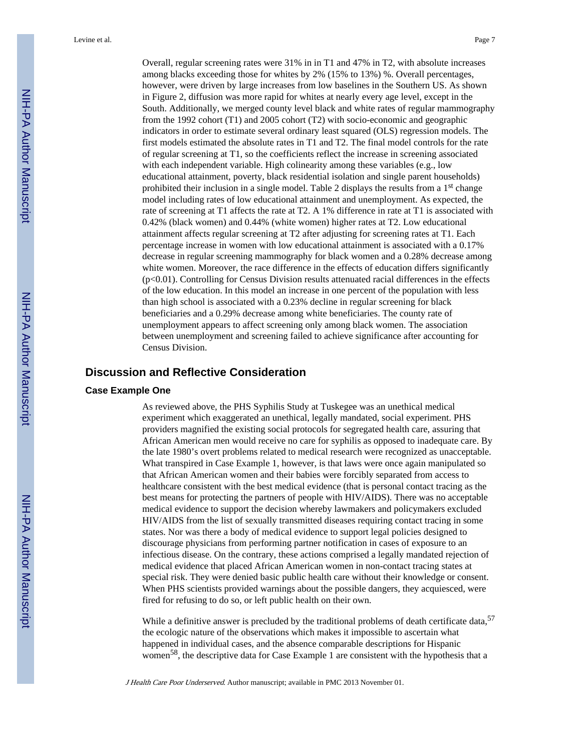Overall, regular screening rates were 31% in in T1 and 47% in T2, with absolute increases among blacks exceeding those for whites by 2% (15% to 13%) %. Overall percentages, however, were driven by large increases from low baselines in the Southern US. As shown in Figure 2, diffusion was more rapid for whites at nearly every age level, except in the South. Additionally, we merged county level black and white rates of regular mammography from the 1992 cohort (T1) and 2005 cohort (T2) with socio-economic and geographic indicators in order to estimate several ordinary least squared (OLS) regression models. The first models estimated the absolute rates in T1 and T2. The final model controls for the rate of regular screening at T1, so the coefficients reflect the increase in screening associated with each independent variable. High colinearity among these variables (e.g., low educational attainment, poverty, black residential isolation and single parent households) prohibited their inclusion in a single model. Table 2 displays the results from a 1$^{st}$ change model including rates of low educational attainment and unemployment. As expected, the rate of screening at T1 affects the rate at T2. A 1% difference in rate at T1 is associated with 0.42% (black women) and 0.44% (white women) higher rates at T2. Low educational attainment affects regular screening at T2 after adjusting for screening rates at T1. Each percentage increase in women with low educational attainment is associated with a 0.17% decrease in regular screening mammography for black women and a 0.28% decrease among white women. Moreover, the race difference in the effects of education differs significantly ($p<0.01$). Controlling for Census Division results attenuated racial differences in the effects of the low education. In this model an increase in one percent of the population with less than high school is associated with a 0.23% decline in regular screening for black beneficiaries and a 0.29% decrease among white beneficiaries. The county rate of unemployment appears to affect screening only among black women. The association between unemployment and screening failed to achieve significance after accounting for Census Division.

## Discussion and Reflective Consideration

### Case Example One

As reviewed above, the PHS Syphilis Study at Tuskegee was an unethical medical experiment which exaggerated an unethical, legally mandated, social experiment. PHS providers magnified the existing social protocols for segregated health care, assuring that African American men would receive no care for syphilis as opposed to inadequate care. By the late 1980's overt problems related to medical research were recognized as unacceptable. What transpired in Case Example 1, however, is that laws were once again manipulated so that African American women and their babies were forcibly separated from access to healthcare consistent with the best medical evidence (that is personal contact tracing as the best means for protecting the partners of people with HIV/AIDS). There was no acceptable medical evidence to support the decision whereby lawmakers and policymakers excluded HIV/AIDS from the list of sexually transmitted diseases requiring contact tracing in some states. Nor was there a body of medical evidence to support legal policies designed to discourage physicians from performing partner notification in cases of exposure to an infectious disease. On the contrary, these actions comprised a legally mandated rejection of medical evidence that placed African American women in non-contact tracing states at special risk. They were denied basic public health care without their knowledge or consent. When PHS scientists provided warnings about the possible dangers, they acquiesced, were fired for refusing to do so, or left public health on their own.

While a definitive answer is precluded by the traditional problems of death certificate data,[57] the ecologic nature of the observations which makes it impossible to ascertain what happened in individual cases, and the absence comparable descriptions for Hispanic women[58], the descriptive data for Case Example 1 are consistent with the hypothesis that a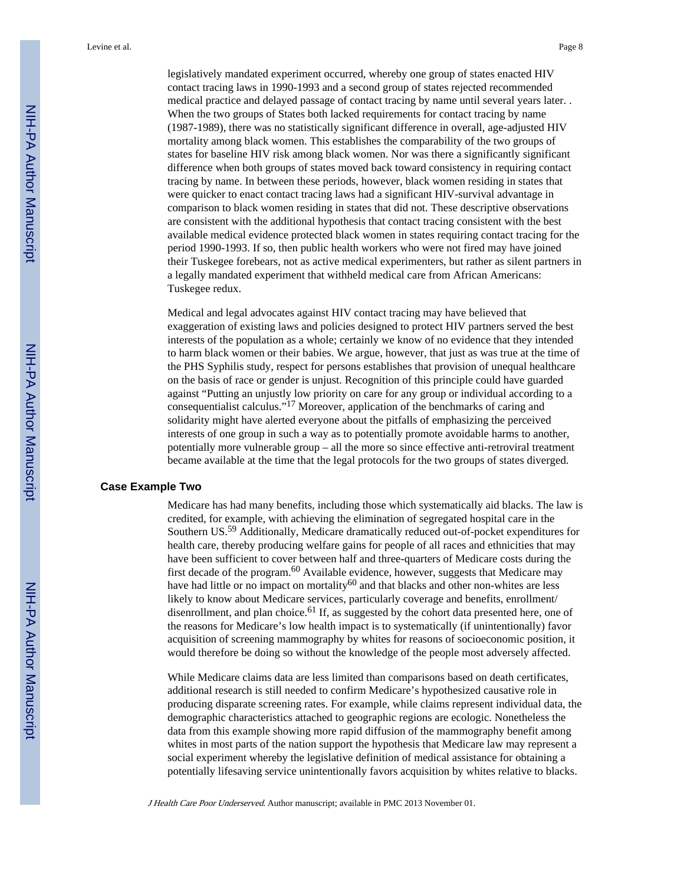legislatively mandated experiment occurred, whereby one group of states enacted HIV contact tracing laws in 1990-1993 and a second group of states rejected recommended medical practice and delayed passage of contact tracing by name until several years later. . When the two groups of States both lacked requirements for contact tracing by name (1987-1989), there was no statistically significant difference in overall, age-adjusted HIV mortality among black women. This establishes the comparability of the two groups of states for baseline HIV risk among black women. Nor was there a significantly significant difference when both groups of states moved back toward consistency in requiring contact tracing by name. In between these periods, however, black women residing in states that were quicker to enact contact tracing laws had a significant HIV-survival advantage in comparison to black women residing in states that did not. These descriptive observations are consistent with the additional hypothesis that contact tracing consistent with the best available medical evidence protected black women in states requiring contact tracing for the period 1990-1993. If so, then public health workers who were not fired may have joined their Tuskegee forebears, not as active medical experimenters, but rather as silent partners in a legally mandated experiment that withheld medical care from African Americans: Tuskegee redux.

Medical and legal advocates against HIV contact tracing may have believed that exaggeration of existing laws and policies designed to protect HIV partners served the best interests of the population as a whole; certainly we know of no evidence that they intended to harm black women or their babies. We argue, however, that just as was true at the time of the PHS Syphilis study, respect for persons establishes that provision of unequal healthcare on the basis of race or gender is unjust. Recognition of this principle could have guarded against "Putting an unjustly low priority on care for any group or individual according to a consequentialist calculus."[17] Moreover, application of the benchmarks of caring and solidarity might have alerted everyone about the pitfalls of emphasizing the perceived interests of one group in such a way as to potentially promote avoidable harms to another, potentially more vulnerable group – all the more so since effective anti-retroviral treatment became available at the time that the legal protocols for the two groups of states diverged.

## Case Example Two

Medicare has had many benefits, including those which systematically aid blacks. The law is credited, for example, with achieving the elimination of segregated hospital care in the Southern US.[59] Additionally, Medicare dramatically reduced out-of-pocket expenditures for health care, thereby producing welfare gains for people of all races and ethnicities that may have been sufficient to cover between half and three-quarters of Medicare costs during the first decade of the program.[60] Available evidence, however, suggests that Medicare may have had little or no impact on mortality[60] and that blacks and other non-whites are less likely to know about Medicare services, particularly coverage and benefits, enrollment/ disenrollment, and plan choice.[61] If, as suggested by the cohort data presented here, one of the reasons for Medicare's low health impact is to systematically (if unintentionally) favor acquisition of screening mammography by whites for reasons of socioeconomic position, it would therefore be doing so without the knowledge of the people most adversely affected.

While Medicare claims data are less limited than comparisons based on death certificates, additional research is still needed to confirm Medicare's hypothesized causative role in producing disparate screening rates. For example, while claims represent individual data, the demographic characteristics attached to geographic regions are ecologic. Nonetheless the data from this example showing more rapid diffusion of the mammography benefit among whites in most parts of the nation support the hypothesis that Medicare law may represent a social experiment whereby the legislative definition of medical assistance for obtaining a potentially lifesaving service unintentionally favors acquisition by whites relative to blacks.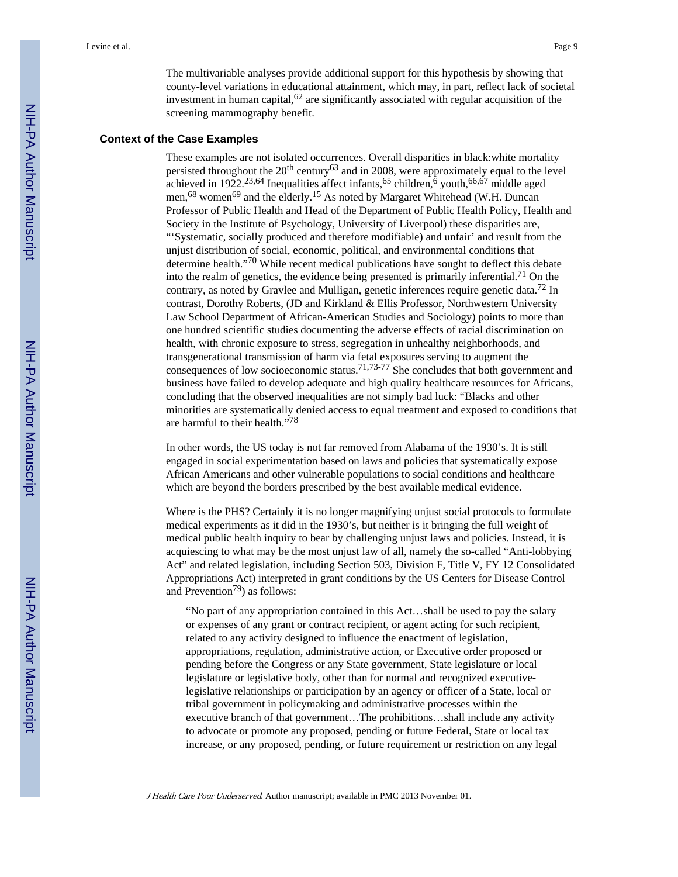The multivariable analyses provide additional support for this hypothesis by showing that county-level variations in educational attainment, which may, in part, reflect lack of societal investment in human capital,[62] are significantly associated with regular acquisition of the screening mammography benefit.

## Context of the Case Examples

These examples are not isolated occurrences. Overall disparities in black:white mortality persisted throughout the 20th century[63] and in 2008, were approximately equal to the level achieved in 1922.[23,64] Inequalities affect infants,[65] children,[6] youth,[66,67] middle aged men,[68] women[69] and the elderly.[15] As noted by Margaret Whitehead (W.H. Duncan Professor of Public Health and Head of the Department of Public Health Policy, Health and Society in the Institute of Psychology, University of Liverpool) these disparities are, "'Systematic, socially produced and therefore modifiable) and unfair' and result from the unjust distribution of social, economic, political, and environmental conditions that determine health."[70] While recent medical publications have sought to deflect this debate into the realm of genetics, the evidence being presented is primarily inferential.[71] On the contrary, as noted by Gravlee and Mulligan, genetic inferences require genetic data.[72] In contrast, Dorothy Roberts, (JD and Kirkland & Ellis Professor, Northwestern University Law School Department of African-American Studies and Sociology) points to more than one hundred scientific studies documenting the adverse effects of racial discrimination on health, with chronic exposure to stress, segregation in unhealthy neighborhoods, and transgenerational transmission of harm via fetal exposures serving to augment the consequences of low socioeconomic status.[71,73-77] She concludes that both government and business have failed to develop adequate and high quality healthcare resources for Africans, concluding that the observed inequalities are not simply bad luck: "Blacks and other minorities are systematically denied access to equal treatment and exposed to conditions that are harmful to their health."[78]

In other words, the US today is not far removed from Alabama of the 1930's. It is still engaged in social experimentation based on laws and policies that systematically expose African Americans and other vulnerable populations to social conditions and healthcare which are beyond the borders prescribed by the best available medical evidence.

Where is the PHS? Certainly it is no longer magnifying unjust social protocols to formulate medical experiments as it did in the 1930's, but neither is it bringing the full weight of medical public health inquiry to bear by challenging unjust laws and policies. Instead, it is acquiescing to what may be the most unjust law of all, namely the so-called "Anti-lobbying Act" and related legislation, including Section 503, Division F, Title V, FY 12 Consolidated Appropriations Act) interpreted in grant conditions by the US Centers for Disease Control and Prevention[79]) as follows:

> "No part of any appropriation contained in this Act…shall be used to pay the salary or expenses of any grant or contract recipient, or agent acting for such recipient, related to any activity designed to influence the enactment of legislation, appropriations, regulation, administrative action, or Executive order proposed or pending before the Congress or any State government, State legislature or local legislature or legislative body, other than for normal and recognized executive-legislative relationships or participation by an agency or officer of a State, local or tribal government in policymaking and administrative processes within the executive branch of that government…The prohibitions…shall include any activity to advocate or promote any proposed, pending or future Federal, State or local tax increase, or any proposed, pending, or future requirement or restriction on any legal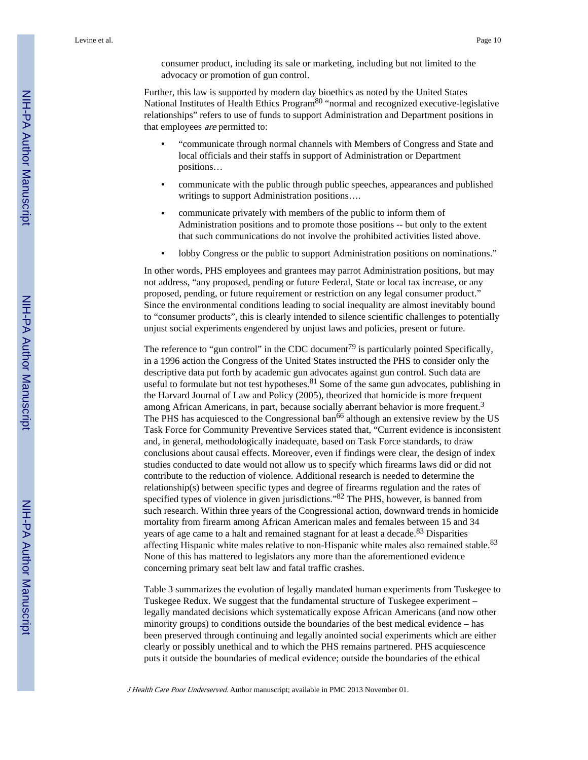consumer product, including its sale or marketing, including but not limited to the advocacy or promotion of gun control.

Further, this law is supported by modern day bioethics as noted by the United States National Institutes of Health Ethics Program[80] "normal and recognized executive-legislative relationships" refers to use of funds to support Administration and Department positions in that employees *are* permitted to:

- "communicate through normal channels with Members of Congress and State and local officials and their staffs in support of Administration or Department positions…
- communicate with the public through public speeches, appearances and published writings to support Administration positions….
- communicate privately with members of the public to inform them of Administration positions and to promote those positions -- but only to the extent that such communications do not involve the prohibited activities listed above.
- lobby Congress or the public to support Administration positions on nominations."

In other words, PHS employees and grantees may parrot Administration positions, but may not address, "any proposed, pending or future Federal, State or local tax increase, or any proposed, pending, or future requirement or restriction on any legal consumer product." Since the environmental conditions leading to social inequality are almost inevitably bound to "consumer products", this is clearly intended to silence scientific challenges to potentially unjust social experiments engendered by unjust laws and policies, present or future.

The reference to "gun control" in the CDC document[79] is particularly pointed Specifically, in a 1996 action the Congress of the United States instructed the PHS to consider only the descriptive data put forth by academic gun advocates against gun control. Such data are useful to formulate but not test hypotheses.[81] Some of the same gun advocates, publishing in the Harvard Journal of Law and Policy (2005), theorized that homicide is more frequent among African Americans, in part, because socially aberrant behavior is more frequent.[3] The PHS has acquiesced to the Congressional ban[66] although an extensive review by the US Task Force for Community Preventive Services stated that, "Current evidence is inconsistent and, in general, methodologically inadequate, based on Task Force standards, to draw conclusions about causal effects. Moreover, even if findings were clear, the design of index studies conducted to date would not allow us to specify which firearms laws did or did not contribute to the reduction of violence. Additional research is needed to determine the relationship(s) between specific types and degree of firearms regulation and the rates of specified types of violence in given jurisdictions."[82] The PHS, however, is banned from such research. Within three years of the Congressional action, downward trends in homicide mortality from firearm among African American males and females between 15 and 34 years of age came to a halt and remained stagnant for at least a decade.[83] Disparities affecting Hispanic white males relative to non-Hispanic white males also remained stable.[83] None of this has mattered to legislators any more than the aforementioned evidence concerning primary seat belt law and fatal traffic crashes.

Table 3 summarizes the evolution of legally mandated human experiments from Tuskegee to Tuskegee Redux. We suggest that the fundamental structure of Tuskegee experiment – legally mandated decisions which systematically expose African Americans (and now other minority groups) to conditions outside the boundaries of the best medical evidence – has been preserved through continuing and legally anointed social experiments which are either clearly or possibly unethical and to which the PHS remains partnered. PHS acquiescence puts it outside the boundaries of medical evidence; outside the boundaries of the ethical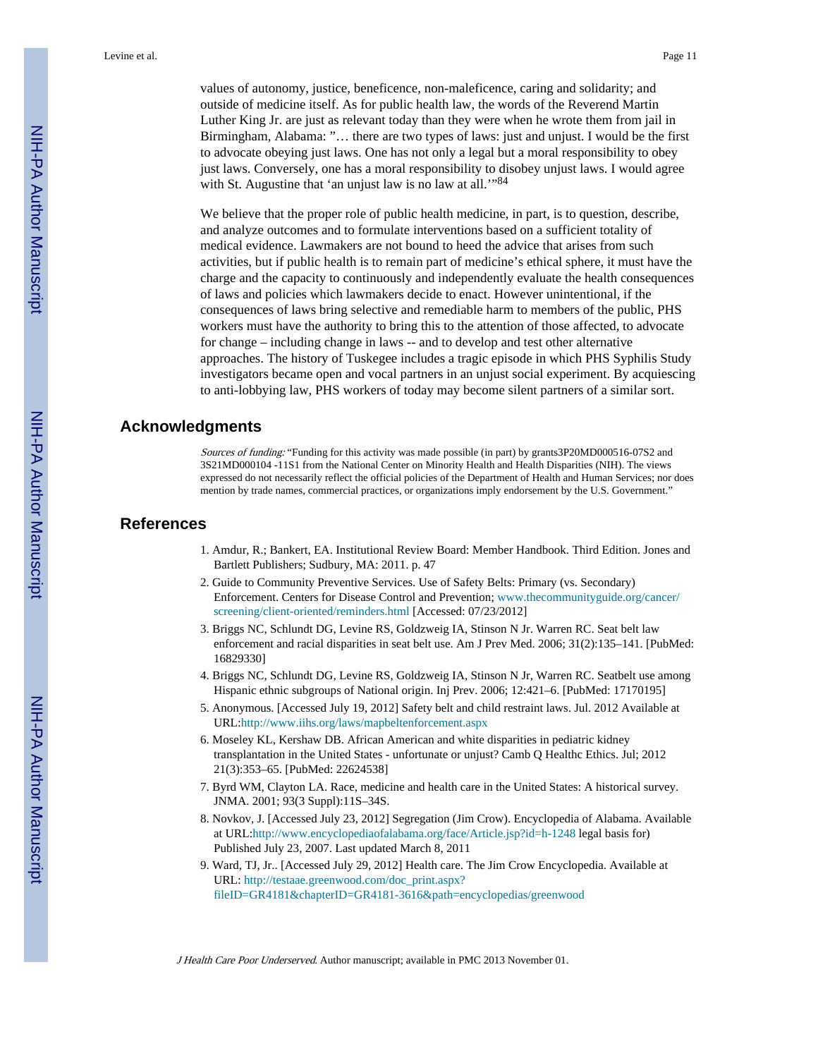values of autonomy, justice, beneficence, non-maleficence, caring and solidarity; and outside of medicine itself. As for public health law, the words of the Reverend Martin Luther King Jr. are just as relevant today than they were when he wrote them from jail in Birmingham, Alabama: "… there are two types of laws: just and unjust. I would be the first to advocate obeying just laws. One has not only a legal but a moral responsibility to obey just laws. Conversely, one has a moral responsibility to disobey unjust laws. I would agree with St. Augustine that 'an unjust law is no law at all.'"[84]

We believe that the proper role of public health medicine, in part, is to question, describe, and analyze outcomes and to formulate interventions based on a sufficient totality of medical evidence. Lawmakers are not bound to heed the advice that arises from such activities, but if public health is to remain part of medicine's ethical sphere, it must have the charge and the capacity to continuously and independently evaluate the health consequences of laws and policies which lawmakers decide to enact. However unintentional, if the consequences of laws bring selective and remediable harm to members of the public, PHS workers must have the authority to bring this to the attention of those affected, to advocate for change – including change in laws -- and to develop and test other alternative approaches. The history of Tuskegee includes a tragic episode in which PHS Syphilis Study investigators became open and vocal partners in an unjust social experiment. By acquiescing to anti-lobbying law, PHS workers of today may become silent partners of a similar sort.

## Acknowledgments

*Sources of funding:* "Funding for this activity was made possible (in part) by grants3P20MD000516-07S2 and 3S21MD000104 -11S1 from the National Center on Minority Health and Health Disparities (NIH). The views expressed do not necessarily reflect the official policies of the Department of Health and Human Services; nor does mention by trade names, commercial practices, or organizations imply endorsement by the U.S. Government."

## References

1. Amdur, R.; Bankert, EA. Institutional Review Board: Member Handbook. Third Edition. Jones and Bartlett Publishers; Sudbury, MA: 2011. p. 47
2. Guide to Community Preventive Services. Use of Safety Belts: Primary (vs. Secondary) Enforcement. Centers for Disease Control and Prevention; www.thecommunityguide.org/cancer/screening/client-oriented/reminders.html [Accessed: 07/23/2012]
3. Briggs NC, Schlundt DG, Levine RS, Goldzweig IA, Stinson N Jr. Warren RC. Seat belt law enforcement and racial disparities in seat belt use. Am J Prev Med. 2006; 31(2):135–141. [PubMed: 16829330]
4. Briggs NC, Schlundt DG, Levine RS, Goldzweig IA, Stinson N Jr, Warren RC. Seatbelt use among Hispanic ethnic subgroups of National origin. Inj Prev. 2006; 12:421–6. [PubMed: 17170195]
5. Anonymous. [Accessed July 19, 2012] Safety belt and child restraint laws. Jul. 2012 Available at URL:http://www.iihs.org/laws/mapbeltenforcement.aspx
6. Moseley KL, Kershaw DB. African American and white disparities in pediatric kidney transplantation in the United States - unfortunate or unjust? Camb Q Healthc Ethics. Jul; 2012 21(3):353–65. [PubMed: 22624538]
7. Byrd WM, Clayton LA. Race, medicine and health care in the United States: A historical survey. JNMA. 2001; 93(3 Suppl):11S–34S.
8. Novkov, J. [Accessed July 23, 2012] Segregation (Jim Crow). Encyclopedia of Alabama. Available at URL:http://www.encyclopediaofalabama.org/face/Article.jsp?id=h-1248 legal basis for) Published July 23, 2007. Last updated March 8, 2011
9. Ward, TJ, Jr.. [Accessed July 29, 2012] Health care. The Jim Crow Encyclopedia. Available at URL: http://testaae.greenwood.com/doc_print.aspx?fileID=GR4181&chapterID=GR4181-3616&path=encyclopedias/greenwood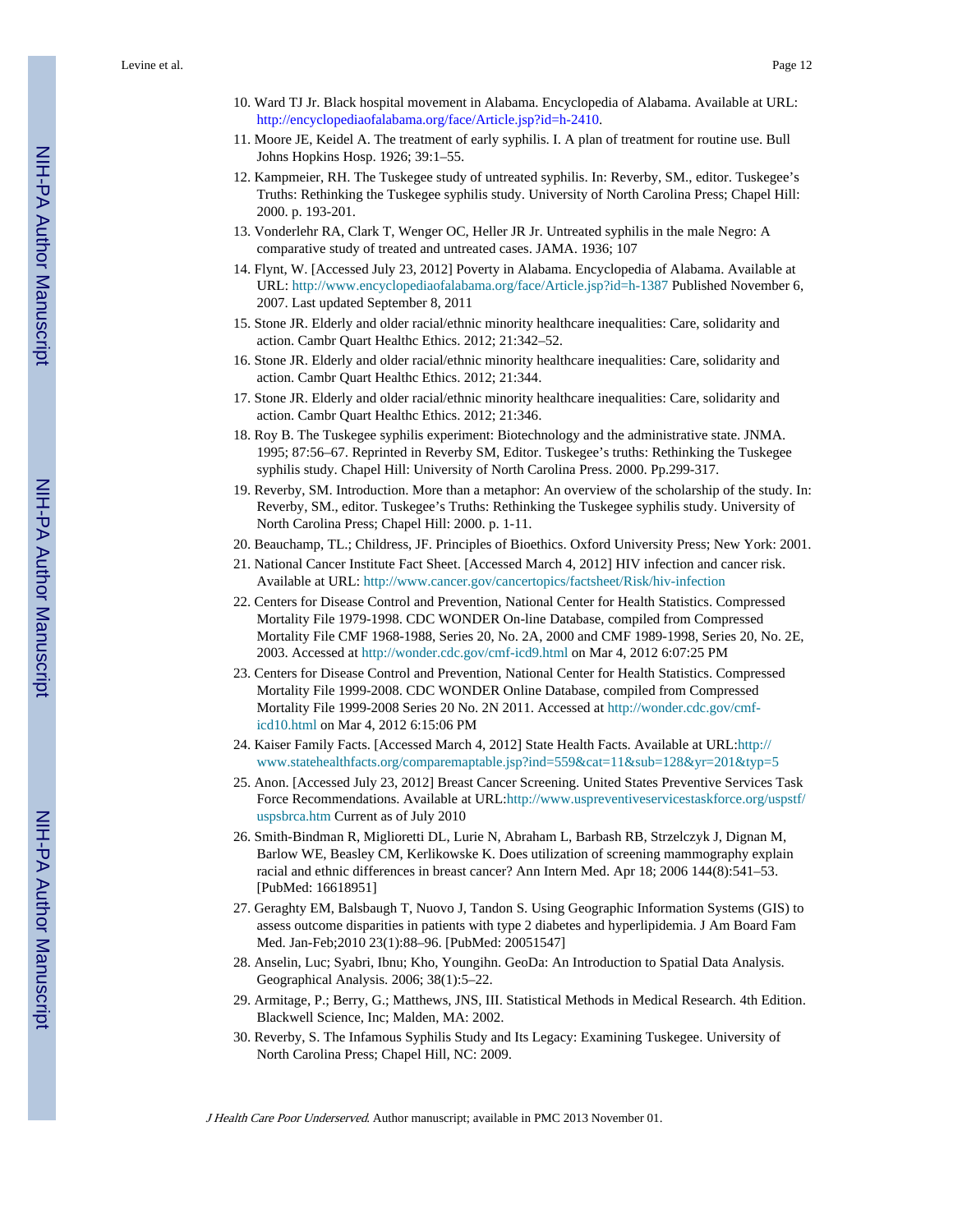10. Ward TJ Jr. Black hospital movement in Alabama. Encyclopedia of Alabama. Available at URL: http://encyclopediaofalabama.org/face/Article.jsp?id=h-2410.
11. Moore JE, Keidel A. The treatment of early syphilis. I. A plan of treatment for routine use. Bull Johns Hopkins Hosp. 1926; 39:1–55.
12. Kampmeier, RH. The Tuskegee study of untreated syphilis. In: Reverby, SM., editor. Tuskegee's Truths: Rethinking the Tuskegee syphilis study. University of North Carolina Press; Chapel Hill: 2000. p. 193-201.
13. Vonderlehr RA, Clark T, Wenger OC, Heller JR Jr. Untreated syphilis in the male Negro: A comparative study of treated and untreated cases. JAMA. 1936; 107
14. Flynt, W. [Accessed July 23, 2012] Poverty in Alabama. Encyclopedia of Alabama. Available at URL: http://www.encyclopediaofalabama.org/face/Article.jsp?id=h-1387 Published November 6, 2007. Last updated September 8, 2011
15. Stone JR. Elderly and older racial/ethnic minority healthcare inequalities: Care, solidarity and action. Cambr Quart Healthc Ethics. 2012; 21:342–52.
16. Stone JR. Elderly and older racial/ethnic minority healthcare inequalities: Care, solidarity and action. Cambr Quart Healthc Ethics. 2012; 21:344.
17. Stone JR. Elderly and older racial/ethnic minority healthcare inequalities: Care, solidarity and action. Cambr Quart Healthc Ethics. 2012; 21:346.
18. Roy B. The Tuskegee syphilis experiment: Biotechnology and the administrative state. JNMA. 1995; 87:56–67. Reprinted in Reverby SM, Editor. Tuskegee's truths: Rethinking the Tuskegee syphilis study. Chapel Hill: University of North Carolina Press. 2000. Pp.299-317.
19. Reverby, SM. Introduction. More than a metaphor: An overview of the scholarship of the study. In: Reverby, SM., editor. Tuskegee's Truths: Rethinking the Tuskegee syphilis study. University of North Carolina Press; Chapel Hill: 2000. p. 1-11.
20. Beauchamp, TL.; Childress, JF. Principles of Bioethics. Oxford University Press; New York: 2001.
21. National Cancer Institute Fact Sheet. [Accessed March 4, 2012] HIV infection and cancer risk. Available at URL: http://www.cancer.gov/cancertopics/factsheet/Risk/hiv-infection
22. Centers for Disease Control and Prevention, National Center for Health Statistics. Compressed Mortality File 1979-1998. CDC WONDER On-line Database, compiled from Compressed Mortality File CMF 1968-1988, Series 20, No. 2A, 2000 and CMF 1989-1998, Series 20, No. 2E, 2003. Accessed at http://wonder.cdc.gov/cmf-icd9.html on Mar 4, 2012 6:07:25 PM
23. Centers for Disease Control and Prevention, National Center for Health Statistics. Compressed Mortality File 1999-2008. CDC WONDER Online Database, compiled from Compressed Mortality File 1999-2008 Series 20 No. 2N 2011. Accessed at http://wonder.cdc.gov/cmf-icd10.html on Mar 4, 2012 6:15:06 PM
24. Kaiser Family Facts. [Accessed March 4, 2012] State Health Facts. Available at URL:http://www.statehealthfacts.org/comparemaptable.jsp?ind=559&cat=11&sub=128&yr=201&typ=5
25. Anon. [Accessed July 23, 2012] Breast Cancer Screening. United States Preventive Services Task Force Recommendations. Available at URL:http://www.uspreventiveservicestaskforce.org/uspstf/uspsbrca.htm Current as of July 2010
26. Smith-Bindman R, Miglioretti DL, Lurie N, Abraham L, Barbash RB, Strzelczyk J, Dignan M, Barlow WE, Beasley CM, Kerlikowske K. Does utilization of screening mammography explain racial and ethnic differences in breast cancer? Ann Intern Med. Apr 18; 2006 144(8):541–53. [PubMed: 16618951]
27. Geraghty EM, Balsbaugh T, Nuovo J, Tandon S. Using Geographic Information Systems (GIS) to assess outcome disparities in patients with type 2 diabetes and hyperlipidemia. J Am Board Fam Med. Jan-Feb;2010 23(1):88–96. [PubMed: 20051547]
28. Anselin, Luc; Syabri, Ibnu; Kho, Youngihn. GeoDa: An Introduction to Spatial Data Analysis. Geographical Analysis. 2006; 38(1):5–22.
29. Armitage, P.; Berry, G.; Matthews, JNS, III. Statistical Methods in Medical Research. 4th Edition. Blackwell Science, Inc; Malden, MA: 2002.
30. Reverby, S. The Infamous Syphilis Study and Its Legacy: Examining Tuskegee. University of North Carolina Press; Chapel Hill, NC: 2009.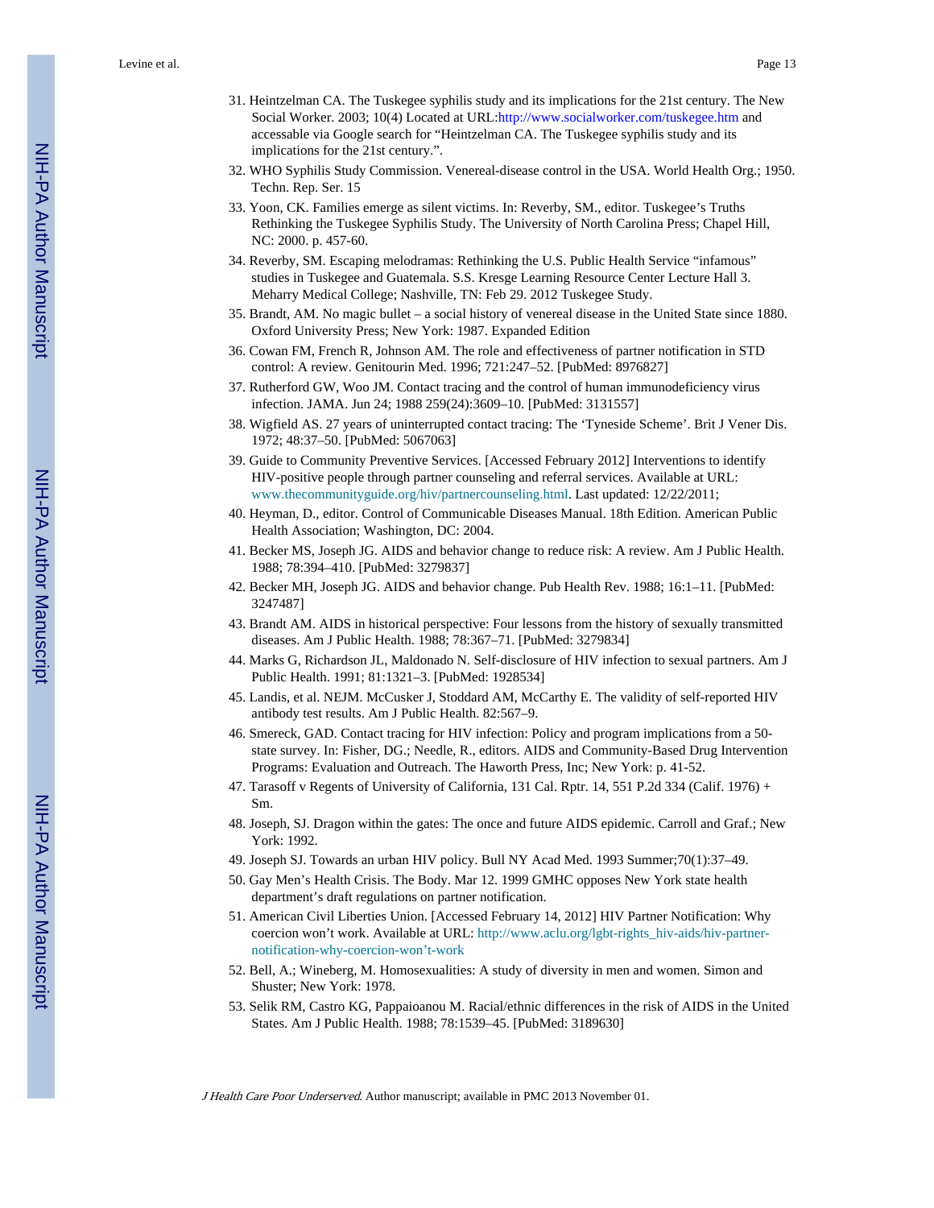31. Heintzelman CA. The Tuskegee syphilis study and its implications for the 21st century. The New Social Worker. 2003; 10(4) Located at URL:http://www.socialworker.com/tuskegee.htm and accessable via Google search for "Heintzelman CA. The Tuskegee syphilis study and its implications for the 21st century.".
32. WHO Syphilis Study Commission. Venereal-disease control in the USA. World Health Org.; 1950. Techn. Rep. Ser. 15
33. Yoon, CK. Families emerge as silent victims. In: Reverby, SM., editor. Tuskegee's Truths Rethinking the Tuskegee Syphilis Study. The University of North Carolina Press; Chapel Hill, NC: 2000. p. 457-60.
34. Reverby, SM. Escaping melodramas: Rethinking the U.S. Public Health Service "infamous" studies in Tuskegee and Guatemala. S.S. Kresge Learning Resource Center Lecture Hall 3. Meharry Medical College; Nashville, TN: Feb 29. 2012 Tuskegee Study.
35. Brandt, AM. No magic bullet – a social history of venereal disease in the United State since 1880. Oxford University Press; New York: 1987. Expanded Edition
36. Cowan FM, French R, Johnson AM. The role and effectiveness of partner notification in STD control: A review. Genitourin Med. 1996; 721:247–52. [PubMed: 8976827]
37. Rutherford GW, Woo JM. Contact tracing and the control of human immunodeficiency virus infection. JAMA. Jun 24; 1988 259(24):3609–10. [PubMed: 3131557]
38. Wigfield AS. 27 years of uninterrupted contact tracing: The 'Tyneside Scheme'. Brit J Vener Dis. 1972; 48:37–50. [PubMed: 5067063]
39. Guide to Community Preventive Services. [Accessed February 2012] Interventions to identify HIV-positive people through partner counseling and referral services. Available at URL: www.thecommunityguide.org/hiv/partnercounseling.html. Last updated: 12/22/2011;
40. Heyman, D., editor. Control of Communicable Diseases Manual. 18th Edition. American Public Health Association; Washington, DC: 2004.
41. Becker MS, Joseph JG. AIDS and behavior change to reduce risk: A review. Am J Public Health. 1988; 78:394–410. [PubMed: 3279837]
42. Becker MH, Joseph JG. AIDS and behavior change. Pub Health Rev. 1988; 16:1–11. [PubMed: 3247487]
43. Brandt AM. AIDS in historical perspective: Four lessons from the history of sexually transmitted diseases. Am J Public Health. 1988; 78:367–71. [PubMed: 3279834]
44. Marks G, Richardson JL, Maldonado N. Self-disclosure of HIV infection to sexual partners. Am J Public Health. 1991; 81:1321–3. [PubMed: 1928534]
45. Landis, et al. NEJM. McCusker J, Stoddard AM, McCarthy E. The validity of self-reported HIV antibody test results. Am J Public Health. 82:567–9.
46. Smereck, GAD. Contact tracing for HIV infection: Policy and program implications from a 50-state survey. In: Fisher, DG.; Needle, R., editors. AIDS and Community-Based Drug Intervention Programs: Evaluation and Outreach. The Haworth Press, Inc; New York: p. 41-52.
47. Tarasoff v Regents of University of California, 131 Cal. Rptr. 14, 551 P.2d 334 (Calif. 1976) + Sm.
48. Joseph, SJ. Dragon within the gates: The once and future AIDS epidemic. Carroll and Graf.; New York: 1992.
49. Joseph SJ. Towards an urban HIV policy. Bull NY Acad Med. 1993 Summer;70(1):37–49.
50. Gay Men's Health Crisis. The Body. Mar 12. 1999 GMHC opposes New York state health department's draft regulations on partner notification.
51. American Civil Liberties Union. [Accessed February 14, 2012] HIV Partner Notification: Why coercion won't work. Available at URL: http://www.aclu.org/lgbt-rights_hiv-aids/hiv-partner-notification-why-coercion-won't-work
52. Bell, A.; Wineberg, M. Homosexualities: A study of diversity in men and women. Simon and Shuster; New York: 1978.
53. Selik RM, Castro KG, Pappaioanou M. Racial/ethnic differences in the risk of AIDS in the United States. Am J Public Health. 1988; 78:1539–45. [PubMed: 3189630]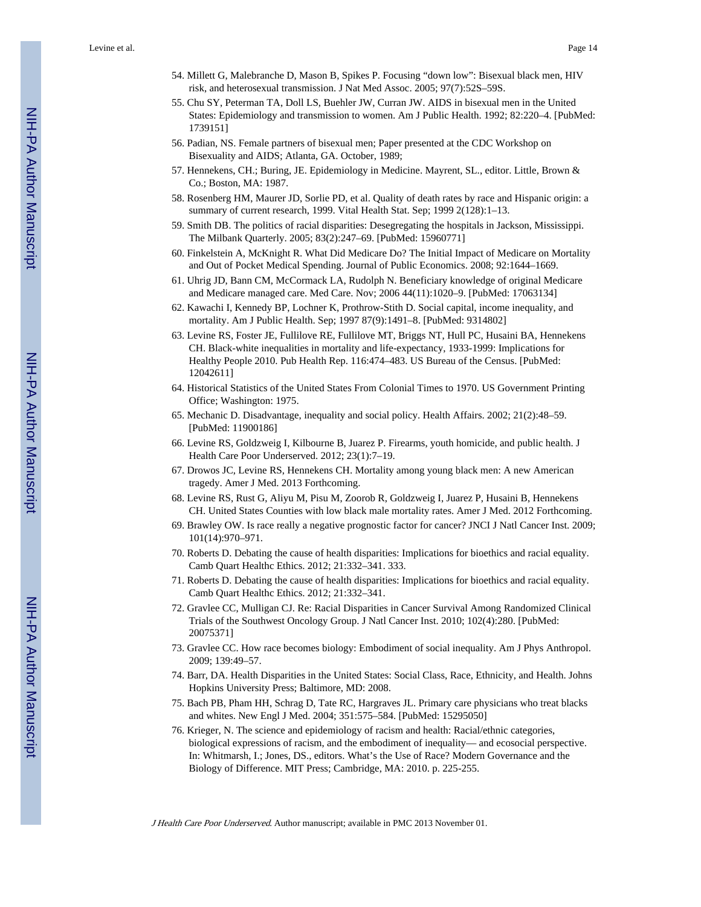54. Millett G, Malebranche D, Mason B, Spikes P. Focusing "down low": Bisexual black men, HIV risk, and heterosexual transmission. J Nat Med Assoc. 2005; 97(7):52S–59S.
55. Chu SY, Peterman TA, Doll LS, Buehler JW, Curran JW. AIDS in bisexual men in the United States: Epidemiology and transmission to women. Am J Public Health. 1992; 82:220–4. [PubMed: 1739151]
56. Padian, NS. Female partners of bisexual men; Paper presented at the CDC Workshop on Bisexuality and AIDS; Atlanta, GA. October, 1989;
57. Hennekens, CH.; Buring, JE. Epidemiology in Medicine. Mayrent, SL., editor. Little, Brown & Co.; Boston, MA: 1987.
58. Rosenberg HM, Maurer JD, Sorlie PD, et al. Quality of death rates by race and Hispanic origin: a summary of current research, 1999. Vital Health Stat. Sep; 1999 2(128):1–13.
59. Smith DB. The politics of racial disparities: Desegregating the hospitals in Jackson, Mississippi. The Milbank Quarterly. 2005; 83(2):247–69. [PubMed: 15960771]
60. Finkelstein A, McKnight R. What Did Medicare Do? The Initial Impact of Medicare on Mortality and Out of Pocket Medical Spending. Journal of Public Economics. 2008; 92:1644–1669.
61. Uhrig JD, Bann CM, McCormack LA, Rudolph N. Beneficiary knowledge of original Medicare and Medicare managed care. Med Care. Nov; 2006 44(11):1020–9. [PubMed: 17063134]
62. Kawachi I, Kennedy BP, Lochner K, Prothrow-Stith D. Social capital, income inequality, and mortality. Am J Public Health. Sep; 1997 87(9):1491–8. [PubMed: 9314802]
63. Levine RS, Foster JE, Fullilove RE, Fullilove MT, Briggs NT, Hull PC, Husaini BA, Hennekens CH. Black-white inequalities in mortality and life-expectancy, 1933-1999: Implications for Healthy People 2010. Pub Health Rep. 116:474–483. US Bureau of the Census. [PubMed: 12042611]
64. Historical Statistics of the United States From Colonial Times to 1970. US Government Printing Office; Washington: 1975.
65. Mechanic D. Disadvantage, inequality and social policy. Health Affairs. 2002; 21(2):48–59. [PubMed: 11900186]
66. Levine RS, Goldzweig I, Kilbourne B, Juarez P. Firearms, youth homicide, and public health. J Health Care Poor Underserved. 2012; 23(1):7–19.
67. Drowos JC, Levine RS, Hennekens CH. Mortality among young black men: A new American tragedy. Amer J Med. 2013 Forthcoming.
68. Levine RS, Rust G, Aliyu M, Pisu M, Zoorob R, Goldzweig I, Juarez P, Husaini B, Hennekens CH. United States Counties with low black male mortality rates. Amer J Med. 2012 Forthcoming.
69. Brawley OW. Is race really a negative prognostic factor for cancer? JNCI J Natl Cancer Inst. 2009; 101(14):970–971.
70. Roberts D. Debating the cause of health disparities: Implications for bioethics and racial equality. Camb Quart Healthc Ethics. 2012; 21:332–341. 333.
71. Roberts D. Debating the cause of health disparities: Implications for bioethics and racial equality. Camb Quart Healthc Ethics. 2012; 21:332–341.
72. Gravlee CC, Mulligan CJ. Re: Racial Disparities in Cancer Survival Among Randomized Clinical Trials of the Southwest Oncology Group. J Natl Cancer Inst. 2010; 102(4):280. [PubMed: 20075371]
73. Gravlee CC. How race becomes biology: Embodiment of social inequality. Am J Phys Anthropol. 2009; 139:49–57.
74. Barr, DA. Health Disparities in the United States: Social Class, Race, Ethnicity, and Health. Johns Hopkins University Press; Baltimore, MD: 2008.
75. Bach PB, Pham HH, Schrag D, Tate RC, Hargraves JL. Primary care physicians who treat blacks and whites. New Engl J Med. 2004; 351:575–584. [PubMed: 15295050]
76. Krieger, N. The science and epidemiology of racism and health: Racial/ethnic categories, biological expressions of racism, and the embodiment of inequality— and ecosocial perspective. In: Whitmarsh, I.; Jones, DS., editors. What's the Use of Race? Modern Governance and the Biology of Difference. MIT Press; Cambridge, MA: 2010. p. 225-255.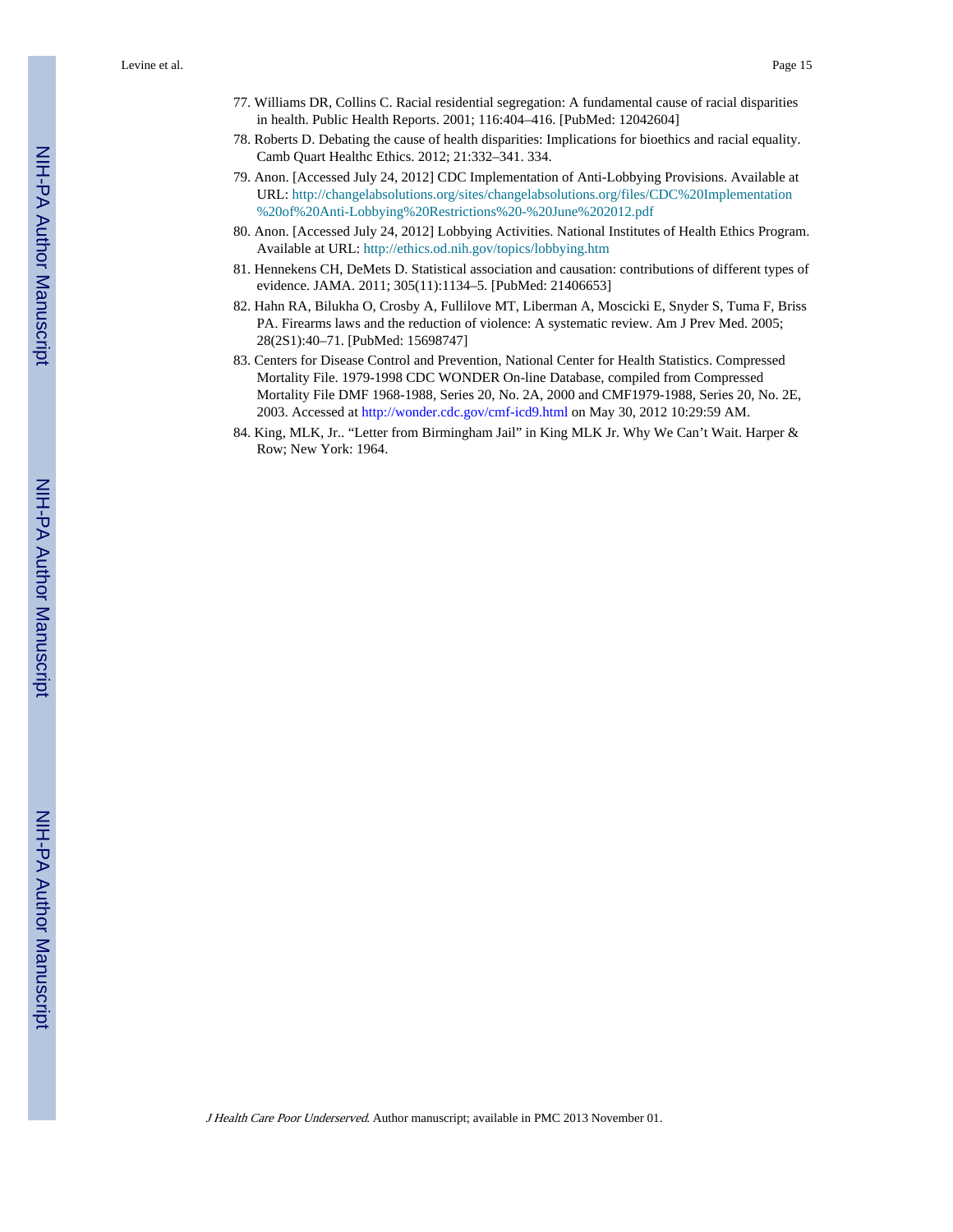77. Williams DR, Collins C. Racial residential segregation: A fundamental cause of racial disparities in health. Public Health Reports. 2001; 116:404–416. [PubMed: 12042604]
78. Roberts D. Debating the cause of health disparities: Implications for bioethics and racial equality. Camb Quart Healthc Ethics. 2012; 21:332–341. 334.
79. Anon. [Accessed July 24, 2012] CDC Implementation of Anti-Lobbying Provisions. Available at URL: http://changelabsolutions.org/sites/changelabsolutions.org/files/CDC%20Implementation%20of%20Anti-Lobbying%20Restrictions%20-%20June%202012.pdf
80. Anon. [Accessed July 24, 2012] Lobbying Activities. National Institutes of Health Ethics Program. Available at URL: http://ethics.od.nih.gov/topics/lobbying.htm
81. Hennekens CH, DeMets D. Statistical association and causation: contributions of different types of evidence. JAMA. 2011; 305(11):1134–5. [PubMed: 21406653]
82. Hahn RA, Bilukha O, Crosby A, Fullilove MT, Liberman A, Moscicki E, Snyder S, Tuma F, Briss PA. Firearms laws and the reduction of violence: A systematic review. Am J Prev Med. 2005; 28(2S1):40–71. [PubMed: 15698747]
83. Centers for Disease Control and Prevention, National Center for Health Statistics. Compressed Mortality File. 1979-1998 CDC WONDER On-line Database, compiled from Compressed Mortality File DMF 1968-1988, Series 20, No. 2A, 2000 and CMF1979-1988, Series 20, No. 2E, 2003. Accessed at http://wonder.cdc.gov/cmf-icd9.html on May 30, 2012 10:29:59 AM.
84. King, MLK, Jr.. "Letter from Birmingham Jail" in King MLK Jr. Why We Can't Wait. Harper & Row; New York: 1964.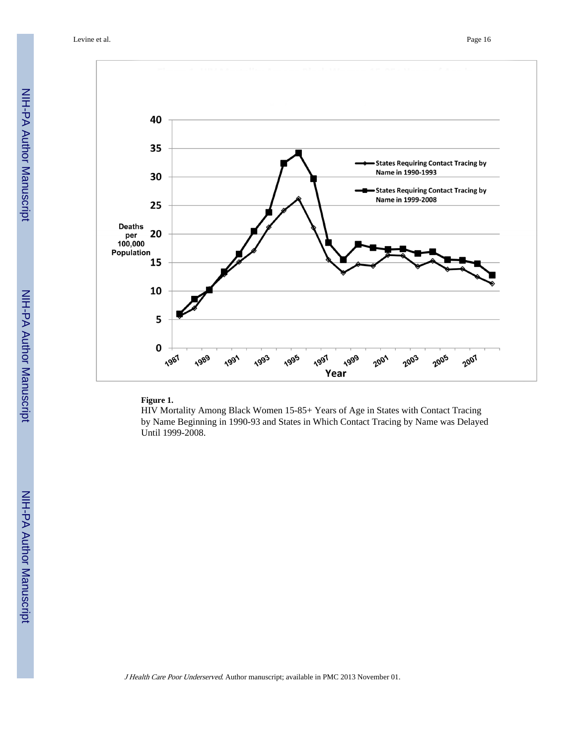**Figure 1.**

HIV Mortality Among Black Women 15-85+ Years of Age in States with Contact Tracing by Name Beginning in 1990-93 and States in Which Contact Tracing by Name was Delayed Until 1999-2008.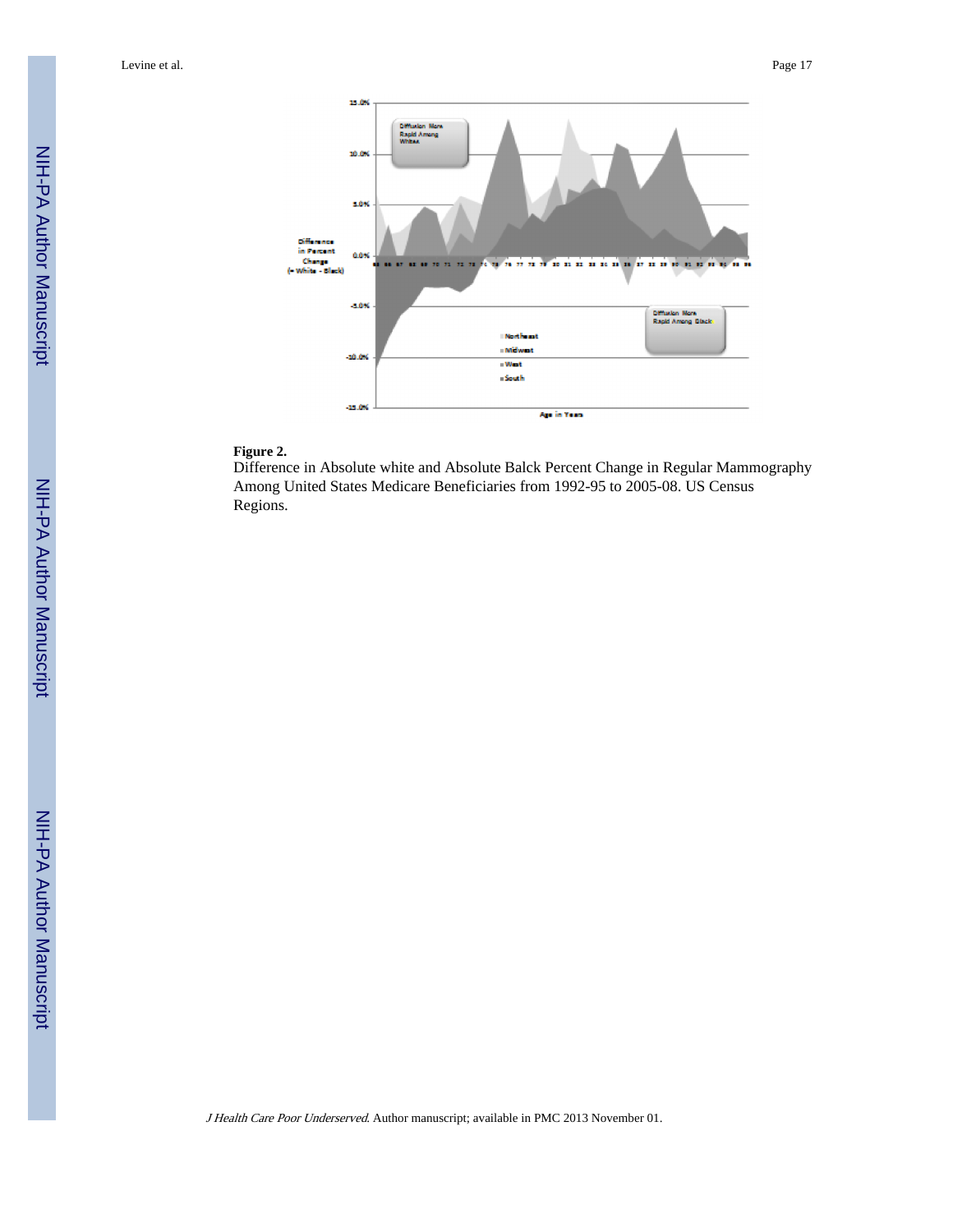**Figure 2.**

Difference in Absolute white and Absolute Balck Percent Change in Regular Mammography Among United States Medicare Beneficiaries from 1992-95 to 2005-08. US Census Regions.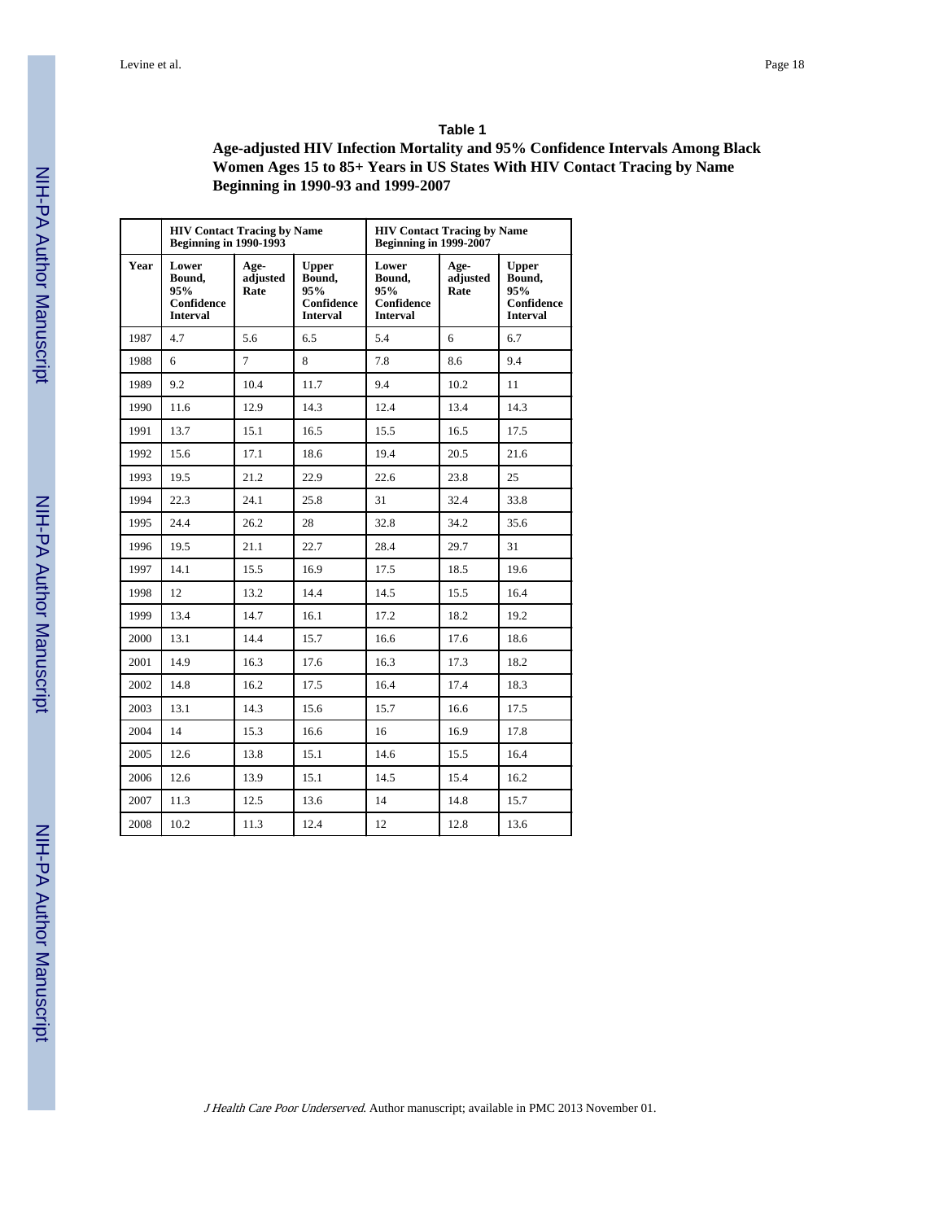**Table 1**

**Age-adjusted HIV Infection Mortality and 95% Confidence Intervals Among Black Women Ages 15 to 85+ Years in US States With HIV Contact Tracing by Name Beginning in 1990-93 and 1999-2007**

| | HIV Contact Tracing by Name Beginning in 1990-1993 | | | HIV Contact Tracing by Name Beginning in 1999-2007 | | |
|---|---|---|---|---|---|---|
| **Year** | **Lower Bound, 95% Confidence Interval** | **Age-adjusted Rate** | **Upper Bound, 95% Confidence Interval** | **Lower Bound, 95% Confidence Interval** | **Age-adjusted Rate** | **Upper Bound, 95% Confidence Interval** |
| 1987 | 4.7 | 5.6 | 6.5 | 5.4 | 6 | 6.7 |
| 1988 | 6 | 7 | 8 | 7.8 | 8.6 | 9.4 |
| 1989 | 9.2 | 10.4 | 11.7 | 9.4 | 10.2 | 11 |
| 1990 | 11.6 | 12.9 | 14.3 | 12.4 | 13.4 | 14.3 |
| 1991 | 13.7 | 15.1 | 16.5 | 15.5 | 16.5 | 17.5 |
| 1992 | 15.6 | 17.1 | 18.6 | 19.4 | 20.5 | 21.6 |
| 1993 | 19.5 | 21.2 | 22.9 | 22.6 | 23.8 | 25 |
| 1994 | 22.3 | 24.1 | 25.8 | 31 | 32.4 | 33.8 |
| 1995 | 24.4 | 26.2 | 28 | 32.8 | 34.2 | 35.6 |
| 1996 | 19.5 | 21.1 | 22.7 | 28.4 | 29.7 | 31 |
| 1997 | 14.1 | 15.5 | 16.9 | 17.5 | 18.5 | 19.6 |
| 1998 | 12 | 13.2 | 14.4 | 14.5 | 15.5 | 16.4 |
| 1999 | 13.4 | 14.7 | 16.1 | 17.2 | 18.2 | 19.2 |
| 2000 | 13.1 | 14.4 | 15.7 | 16.6 | 17.6 | 18.6 |
| 2001 | 14.9 | 16.3 | 17.6 | 16.3 | 17.3 | 18.2 |
| 2002 | 14.8 | 16.2 | 17.5 | 16.4 | 17.4 | 18.3 |
| 2003 | 13.1 | 14.3 | 15.6 | 15.7 | 16.6 | 17.5 |
| 2004 | 14 | 15.3 | 16.6 | 16 | 16.9 | 17.8 |
| 2005 | 12.6 | 13.8 | 15.1 | 14.6 | 15.5 | 16.4 |
| 2006 | 12.6 | 13.9 | 15.1 | 14.5 | 15.4 | 16.2 |
| 2007 | 11.3 | 12.5 | 13.6 | 14 | 14.8 | 15.7 |
| 2008 | 10.2 | 11.3 | 12.4 | 12 | 12.8 | 13.6 |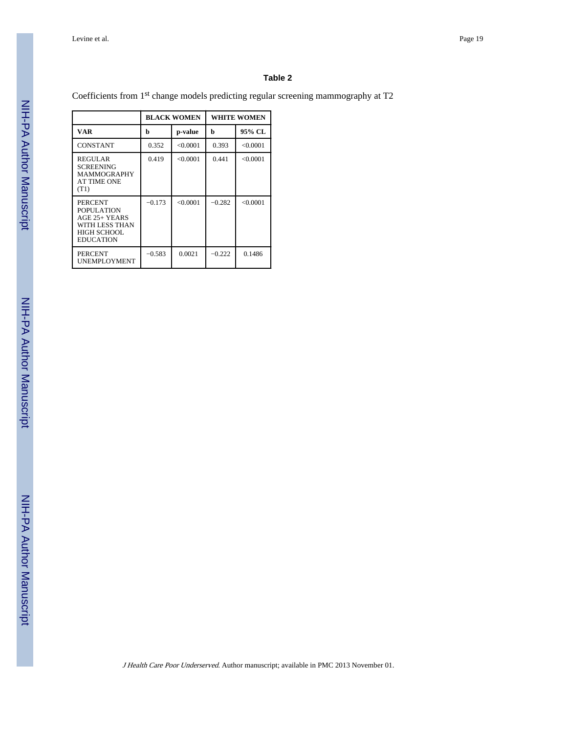# Table 2

Coefficients from 1st change models predicting regular screening mammography at T2

| | BLACK WOMEN | | WHITE WOMEN | |
|---|---|---|---|---|
| VAR | b | p-value | b | 95% CL |
| CONSTANT | 0.352 | <0.0001 | 0.393 | <0.0001 |
| REGULAR SCREENING MAMMOGRAPHY AT TIME ONE (T1) | 0.419 | <0.0001 | 0.441 | <0.0001 |
| PERCENT POPULATION AGE 25+ YEARS WITH LESS THAN HIGH SCHOOL EDUCATION | −0.173 | <0.0001 | −0.282 | <0.0001 |
| PERCENT UNEMPLOYMENT | −0.583 | 0.0021 | −0.222 | 0.1486 |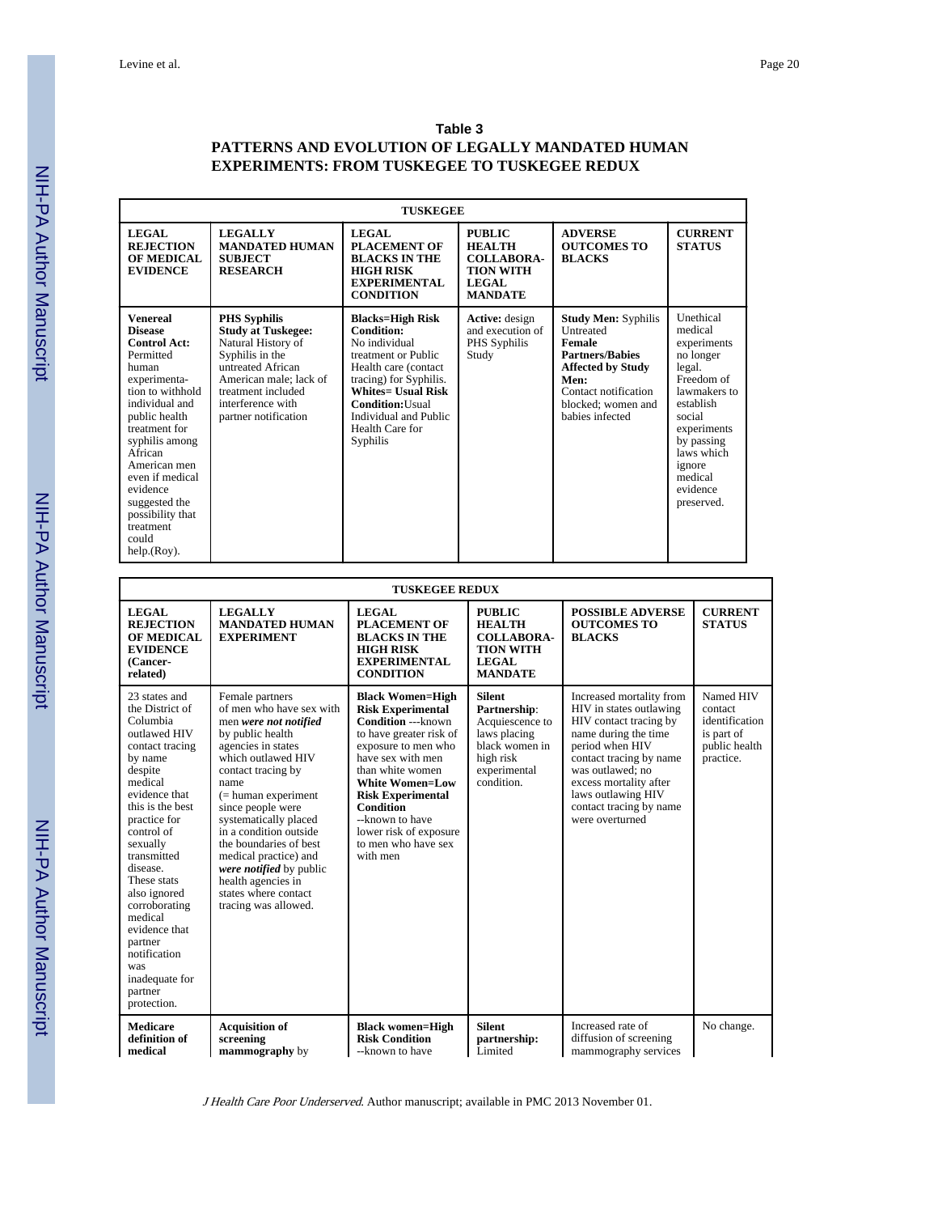**Table 3**

**PATTERNS AND EVOLUTION OF LEGALLY MANDATED HUMAN EXPERIMENTS: FROM TUSKEGEE TO TUSKEGEE REDUX**

| **TUSKEGEE** | | | | | |
|---|---|---|---|---|---|
| **LEGAL REJECTION OF MEDICAL EVIDENCE** | **LEGALLY MANDATED HUMAN SUBJECT RESEARCH** | **LEGAL PLACEMENT OF BLACKS IN THE HIGH RISK EXPERIMENTAL CONDITION** | **PUBLIC HEALTH COLLABORATION WITH LEGAL MANDATE** | **ADVERSE OUTCOMES TO BLACKS** | **CURRENT STATUS** |
| **Venereal Disease Control Act:** Permitted human experimentation to withhold individual and public health treatment for syphilis among African American men even if medical evidence suggested the possibility that treatment could help.(Roy). | **PHS Syphilis Study at Tuskegee:** Natural History of Syphilis in the untreated African American male; lack of treatment included interference with partner notification | **Blacks=High Risk Condition:** No individual treatment or Public Health care (contact tracing) for Syphilis. **Whites= Usual Risk Condition:** Usual Individual and Public Health Care for Syphilis | **Active:** design and execution of PHS Syphilis Study | **Study Men:** Syphilis Untreated **Female Partners/Babies Affected by Study Men:** Contact notification blocked; women and babies infected | Unethical medical experiments no longer legal. Freedom of lawmakers to establish social experiments by passing laws which ignore medical evidence preserved. |

| **TUSKEGEE REDUX** | | | | | |
|---|---|---|---|---|---|
| **LEGAL REJECTION OF MEDICAL EVIDENCE (Cancer-related)** | **LEGALLY MANDATED HUMAN EXPERIMENT** | **LEGAL PLACEMENT OF BLACKS IN THE HIGH RISK EXPERIMENTAL CONDITION** | **PUBLIC HEALTH COLLABORATION WITH LEGAL MANDATE** | **POSSIBLE ADVERSE OUTCOMES TO BLACKS** | **CURRENT STATUS** |
| 23 states and the District of Columbia outlawed HIV contact tracing by name despite medical evidence that this is the best practice for control of sexually transmitted disease. These stats also ignored corroborating medical evidence that partner notification was inadequate for partner protection. | Female partners of men who have sex with men ***were not notified*** by public health agencies in states which outlawed HIV contact tracing by name (= human experiment since people were systematically placed in a condition outside the boundaries of best medical practice) and ***were notified*** by public health agencies in states where contact tracing was allowed. | **Black Women=High Risk Experimental Condition** ---known to have greater risk of exposure to men who have sex with men than white women **White Women=Low Risk Experimental Condition** --known to have lower risk of exposure to men who have sex with men | **Silent Partnership**: Acquiescence to laws placing black women in high risk experimental condition. | Increased mortality from HIV in states outlawing HIV contact tracing by name during the time period when HIV contact tracing by name was outlawed; no excess mortality after laws outlawing HIV contact tracing by name were overturned | Named HIV contact identification is part of public health practice. |
| **Medicare definition of medical** | **Acquisition of screening mammography** by | **Black women=High Risk Condition** --known to have | **Silent partnership:** Limited | Increased rate of diffusion of screening mammography services | No change. |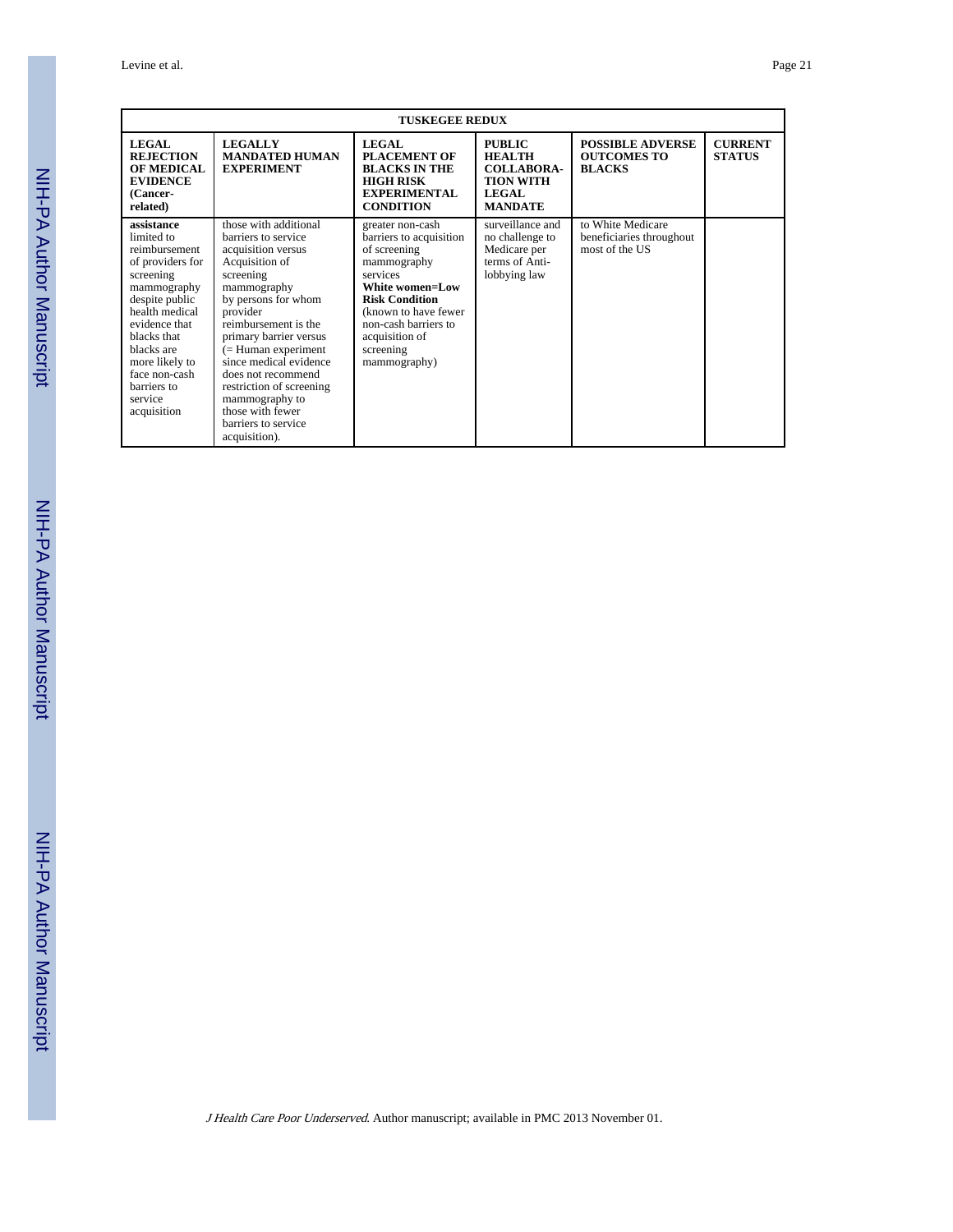| TUSKEGEE REDUX | | | | | |
|---|---|---|---|---|---|
| **LEGAL REJECTION OF MEDICAL EVIDENCE (Cancer-related)** | **LEGALLY MANDATED HUMAN EXPERIMENT** | **LEGAL PLACEMENT OF BLACKS IN THE HIGH RISK EXPERIMENTAL CONDITION** | **PUBLIC HEALTH COLLABORA-TION WITH LEGAL MANDATE** | **POSSIBLE ADVERSE OUTCOMES TO BLACKS** | **CURRENT STATUS** |
| **assistance** limited to reimbursement of providers for screening mammography despite public health medical evidence that blacks that blacks are more likely to face non-cash barriers to service acquisition | those with additional barriers to service acquisition versus Acquisition of screening mammography by persons for whom provider reimbursement is the primary barrier versus (= Human experiment since medical evidence does not recommend restriction of screening mammography to those with fewer barriers to service acquisition). | greater non-cash barriers to acquisition of screening mammography services **White women=Low Risk Condition** (known to have fewer non-cash barriers to acquisition of screening mammography) | surveillance and no challenge to Medicare per terms of Anti-lobbying law | to White Medicare beneficiaries throughout most of the US | |